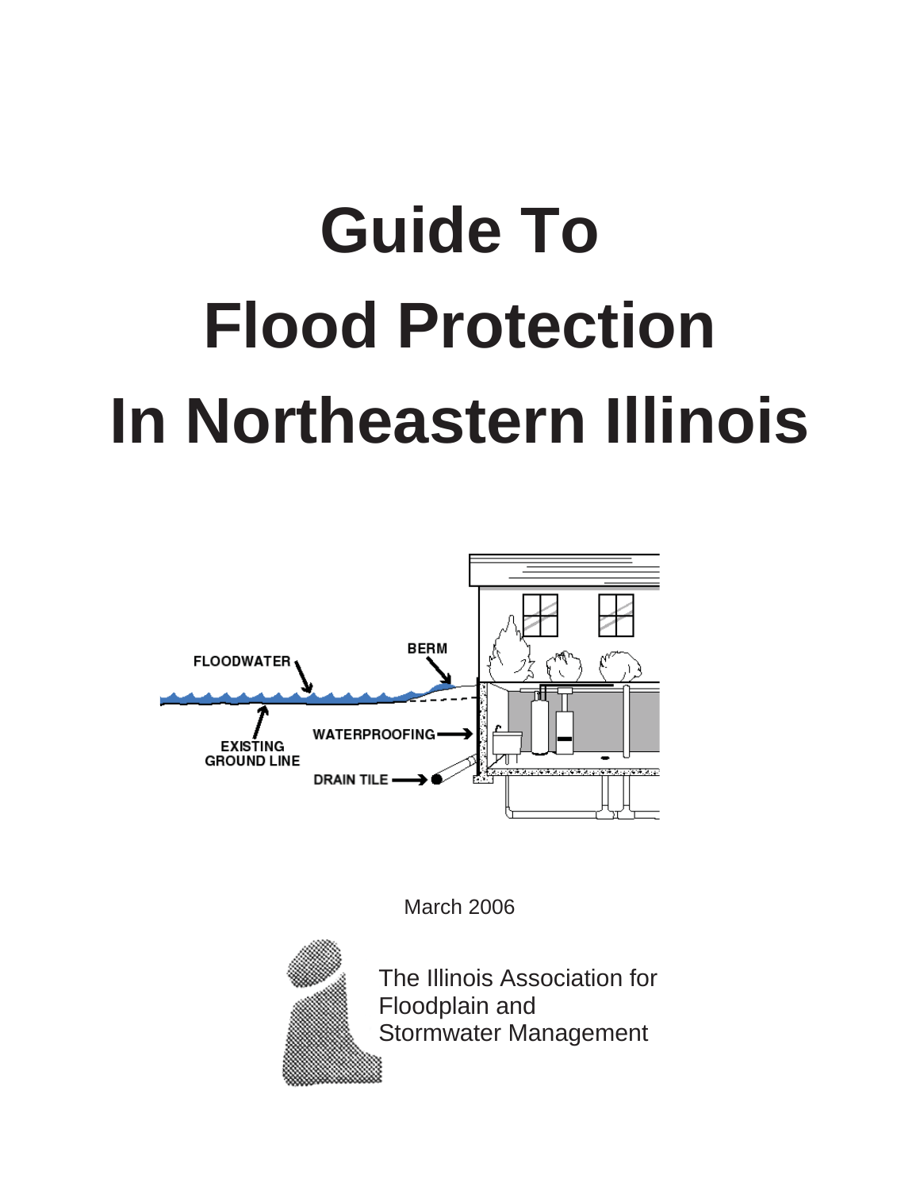# Guide To Flood Protection In Northeastern Illinois

March 2006

The Illinois Association for Floodplain and Stormwater Management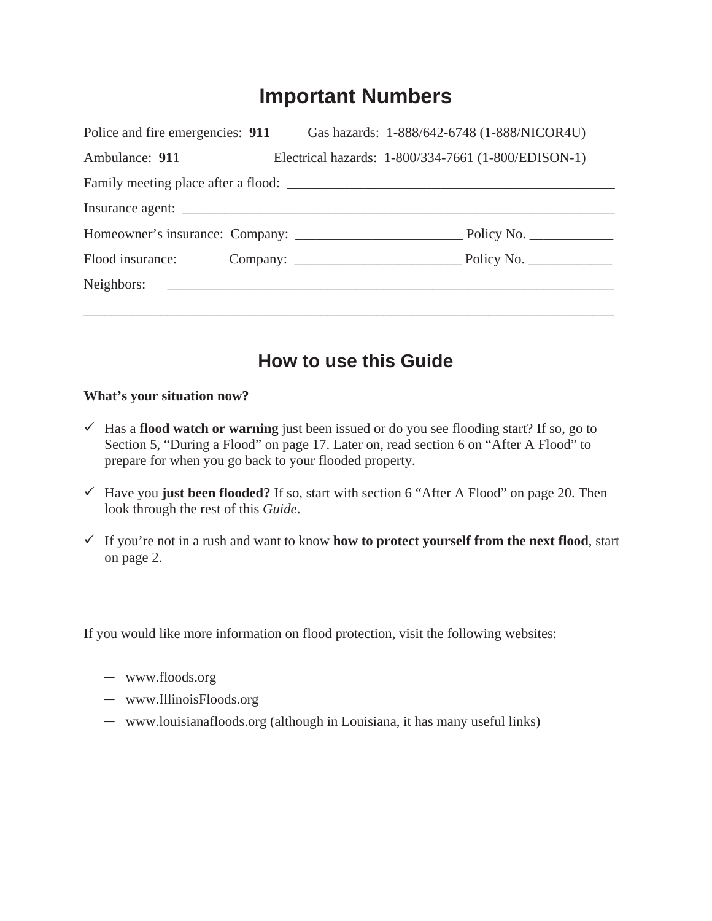# Important Numbers

Police and fire emergencies: **911** Gas hazards: 1-888/642-6748 (1-888/NICOR4U)

Ambulance: **911** Electrical hazards: 1-800/334-7661 (1-800/EDISON-1)

Family meeting place after a flood: ________________________________________________

Insurance agent: ____________________________________________________________

Homeowner's insurance: Company: ________________________ Policy No. ____________

Flood insurance: Company: ________________________ Policy No. ____________

Neighbors: ____________________________________________________________

______________________________________________________________________________

# How to use this Guide

**What's your situation now?**

- ✓ Has a **flood watch or warning** just been issued or do you see flooding start? If so, go to Section 5, "During a Flood" on page 17. Later on, read section 6 on "After A Flood" to prepare for when you go back to your flooded property.

- ✓ Have you **just been flooded?** If so, start with section 6 "After A Flood" on page 20. Then look through the rest of this *Guide*.

- ✓ If you're not in a rush and want to know **how to protect yourself from the next flood**, start on page 2.

If you would like more information on flood protection, visit the following websites:

- www.floods.org
- www.IllinoisFloods.org
- www.louisianafloods.org (although in Louisiana, it has many useful links)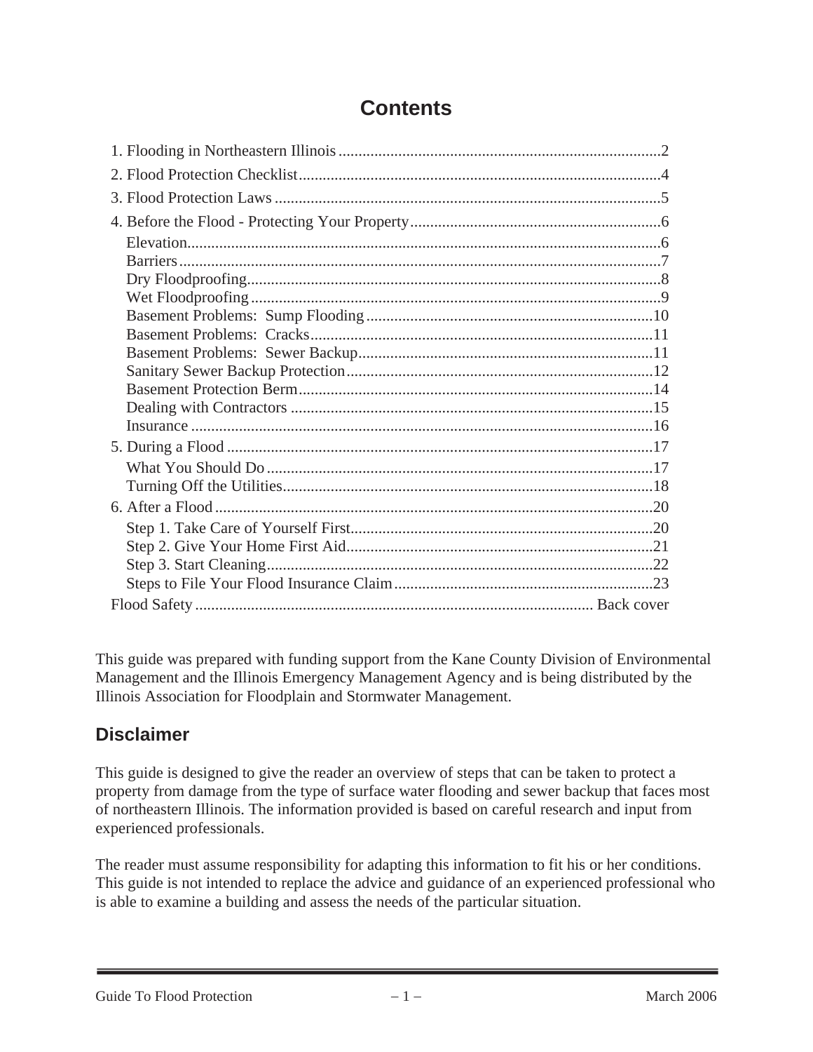# Contents

1. Flooding in Northeastern Illinois ........ 2
2. Flood Protection Checklist ........ 4
3. Flood Protection Laws ........ 5
4. Before the Flood - Protecting Your Property ........ 6
   - Elevation ........ 6
   - Barriers ........ 7
   - Dry Floodproofing ........ 8
   - Wet Floodproofing ........ 9
   - Basement Problems: Sump Flooding ........ 10
   - Basement Problems: Cracks ........ 11
   - Basement Problems: Sewer Backup ........ 11
   - Sanitary Sewer Backup Protection ........ 12
   - Basement Protection Berm ........ 14
   - Dealing with Contractors ........ 15
   - Insurance ........ 16
5. During a Flood ........ 17
   - What You Should Do ........ 17
   - Turning Off the Utilities ........ 18
6. After a Flood ........ 20
   - Step 1. Take Care of Yourself First ........ 20
   - Step 2. Give Your Home First Aid ........ 21
   - Step 3. Start Cleaning ........ 22
   - Steps to File Your Flood Insurance Claim ........ 23

Flood Safety ........ Back cover

This guide was prepared with funding support from the Kane County Division of Environmental Management and the Illinois Emergency Management Agency and is being distributed by the Illinois Association for Floodplain and Stormwater Management.

## Disclaimer

This guide is designed to give the reader an overview of steps that can be taken to protect a property from damage from the type of surface water flooding and sewer backup that faces most of northeastern Illinois. The information provided is based on careful research and input from experienced professionals.

The reader must assume responsibility for adapting this information to fit his or her conditions. This guide is not intended to replace the advice and guidance of an experienced professional who is able to examine a building and assess the needs of the particular situation.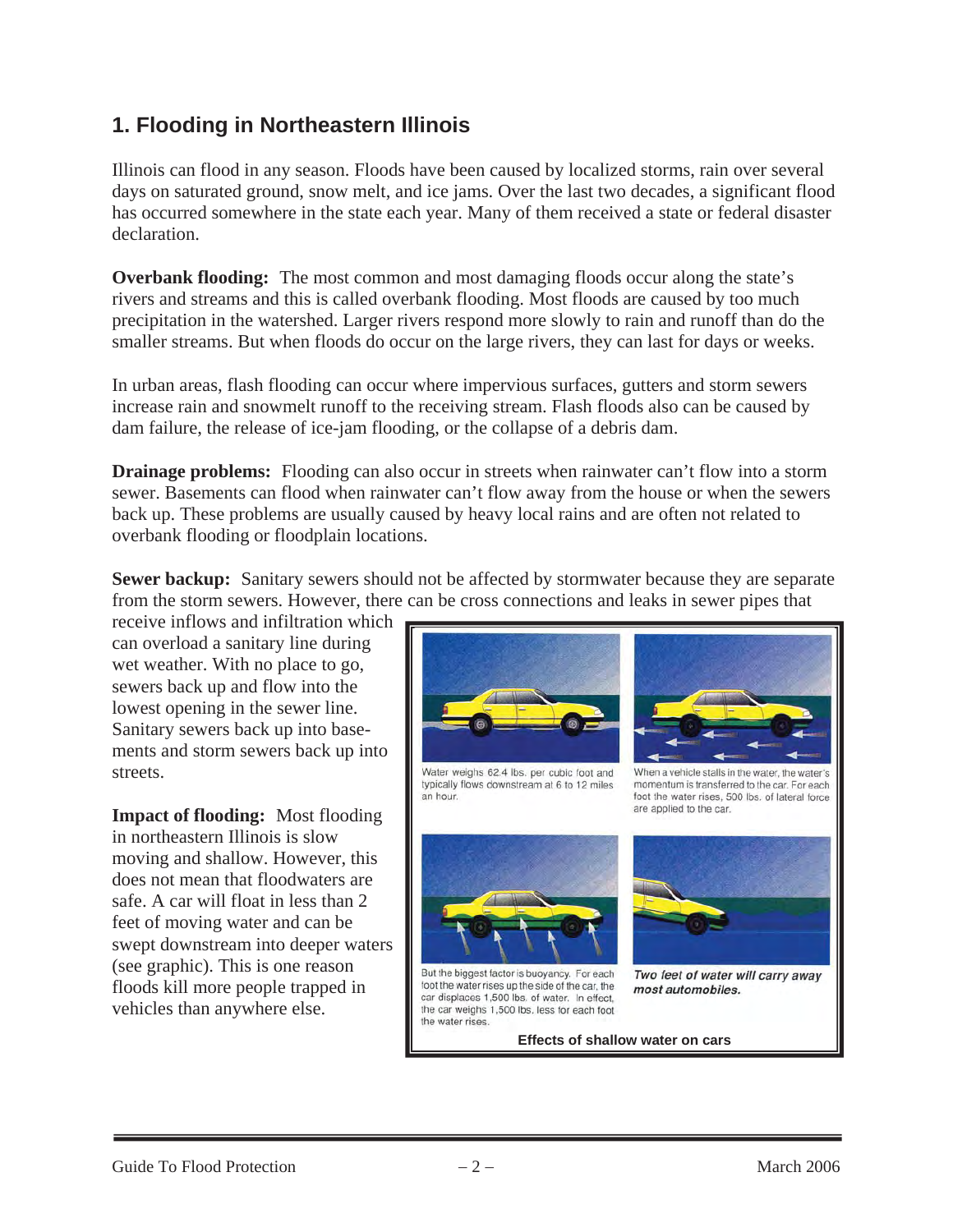## 1. Flooding in Northeastern Illinois

Illinois can flood in any season. Floods have been caused by localized storms, rain over several days on saturated ground, snow melt, and ice jams. Over the last two decades, a significant flood has occurred somewhere in the state each year. Many of them received a state or federal disaster declaration.

**Overbank flooding:** The most common and most damaging floods occur along the state's rivers and streams and this is called overbank flooding. Most floods are caused by too much precipitation in the watershed. Larger rivers respond more slowly to rain and runoff than do the smaller streams. But when floods do occur on the large rivers, they can last for days or weeks.

In urban areas, flash flooding can occur where impervious surfaces, gutters and storm sewers increase rain and snowmelt runoff to the receiving stream. Flash floods also can be caused by dam failure, the release of ice-jam flooding, or the collapse of a debris dam.

**Drainage problems:** Flooding can also occur in streets when rainwater can't flow into a storm sewer. Basements can flood when rainwater can't flow away from the house or when the sewers back up. These problems are usually caused by heavy local rains and are often not related to overbank flooding or floodplain locations.

**Sewer backup:** Sanitary sewers should not be affected by stormwater because they are separate from the storm sewers. However, there can be cross connections and leaks in sewer pipes that receive inflows and infiltration which can overload a sanitary line during wet weather. With no place to go, sewers back up and flow into the lowest opening in the sewer line. Sanitary sewers back up into basements and storm sewers back up into streets.

**Impact of flooding:** Most flooding in northeastern Illinois is slow moving and shallow. However, this does not mean that floodwaters are safe. A car will float in less than 2 feet of moving water and can be swept downstream into deeper waters (see graphic). This is one reason floods kill more people trapped in vehicles than anywhere else.

Water weighs 62.4 lbs. per cubic foot and typically flows downstream at 6 to 12 miles an hour.

When a vehicle stalls in the water, the water's momentum is transferred to the car. For each foot the water rises, 500 lbs. of lateral force are applied to the car.

But the biggest factor is buoyancy. For each foot the water rises up the side of the car, the car displaces 1,500 lbs. of water. In effect, the car weighs 1,500 lbs. less for each foot the water rises.

*Two feet of water will carry away most automobiles.*

**Effects of shallow water on cars**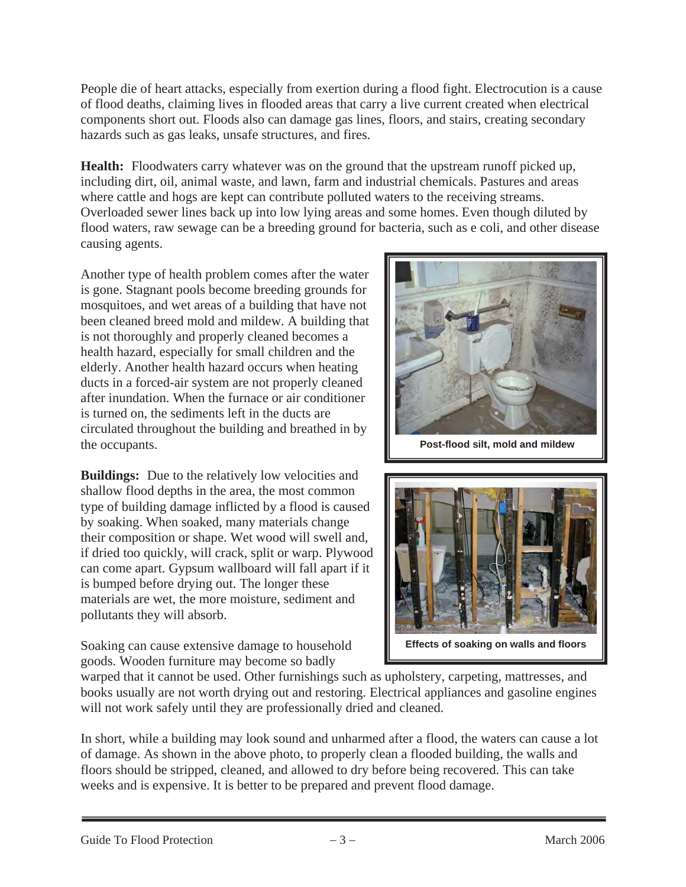People die of heart attacks, especially from exertion during a flood fight. Electrocution is a cause of flood deaths, claiming lives in flooded areas that carry a live current created when electrical components short out. Floods also can damage gas lines, floors, and stairs, creating secondary hazards such as gas leaks, unsafe structures, and fires.

**Health:** Floodwaters carry whatever was on the ground that the upstream runoff picked up, including dirt, oil, animal waste, and lawn, farm and industrial chemicals. Pastures and areas where cattle and hogs are kept can contribute polluted waters to the receiving streams. Overloaded sewer lines back up into low lying areas and some homes. Even though diluted by flood waters, raw sewage can be a breeding ground for bacteria, such as e coli, and other disease causing agents.

Another type of health problem comes after the water is gone. Stagnant pools become breeding grounds for mosquitoes, and wet areas of a building that have not been cleaned breed mold and mildew. A building that is not thoroughly and properly cleaned becomes a health hazard, especially for small children and the elderly. Another health hazard occurs when heating ducts in a forced-air system are not properly cleaned after inundation. When the furnace or air conditioner is turned on, the sediments left in the ducts are circulated throughout the building and breathed in by the occupants.

**Post-flood silt, mold and mildew**

**Buildings:** Due to the relatively low velocities and shallow flood depths in the area, the most common type of building damage inflicted by a flood is caused by soaking. When soaked, many materials change their composition or shape. Wet wood will swell and, if dried too quickly, will crack, split or warp. Plywood can come apart. Gypsum wallboard will fall apart if it is bumped before drying out. The longer these materials are wet, the more moisture, sediment and pollutants they will absorb.

**Effects of soaking on walls and floors**

Soaking can cause extensive damage to household goods. Wooden furniture may become so badly warped that it cannot be used. Other furnishings such as upholstery, carpeting, mattresses, and books usually are not worth drying out and restoring. Electrical appliances and gasoline engines will not work safely until they are professionally dried and cleaned.

In short, while a building may look sound and unharmed after a flood, the waters can cause a lot of damage. As shown in the above photo, to properly clean a flooded building, the walls and floors should be stripped, cleaned, and allowed to dry before being recovered. This can take weeks and is expensive. It is better to be prepared and prevent flood damage.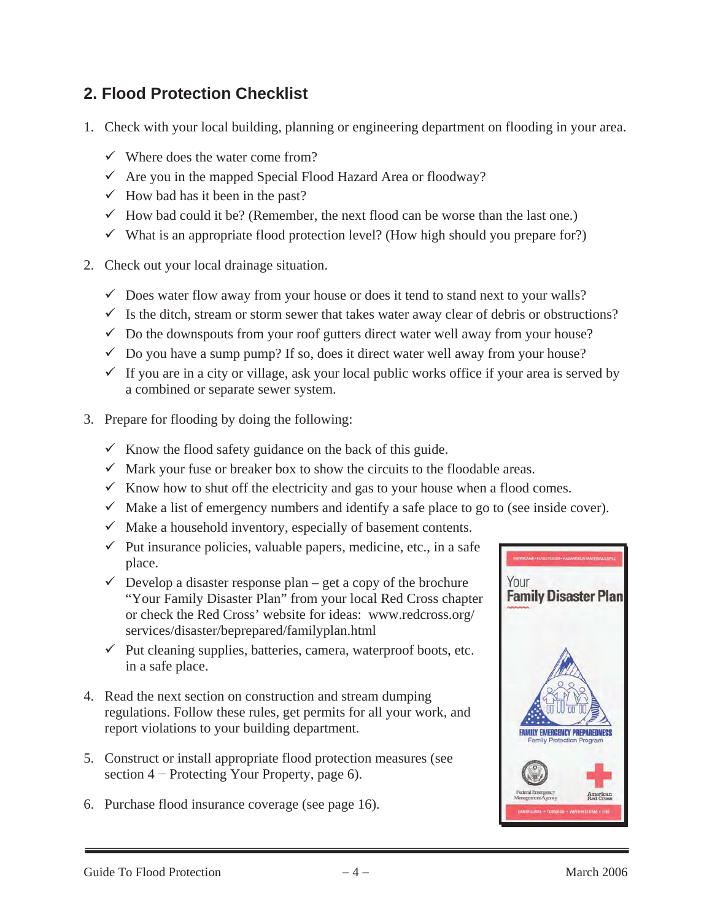## 2. Flood Protection Checklist

1. Check with your local building, planning or engineering department on flooding in your area.
   - ✓ Where does the water come from?
   - ✓ Are you in the mapped Special Flood Hazard Area or floodway?
   - ✓ How bad has it been in the past?
   - ✓ How bad could it be? (Remember, the next flood can be worse than the last one.)
   - ✓ What is an appropriate flood protection level? (How high should you prepare for?)

2. Check out your local drainage situation.
   - ✓ Does water flow away from your house or does it tend to stand next to your walls?
   - ✓ Is the ditch, stream or storm sewer that takes water away clear of debris or obstructions?
   - ✓ Do the downspouts from your roof gutters direct water well away from your house?
   - ✓ Do you have a sump pump? If so, does it direct water well away from your house?
   - ✓ If you are in a city or village, ask your local public works office if your area is served by a combined or separate sewer system.

3. Prepare for flooding by doing the following:
   - ✓ Know the flood safety guidance on the back of this guide.
   - ✓ Mark your fuse or breaker box to show the circuits to the floodable areas.
   - ✓ Know how to shut off the electricity and gas to your house when a flood comes.
   - ✓ Make a list of emergency numbers and identify a safe place to go to (see inside cover).
   - ✓ Make a household inventory, especially of basement contents.
   - ✓ Put insurance policies, valuable papers, medicine, etc., in a safe place.
   - ✓ Develop a disaster response plan – get a copy of the brochure "Your Family Disaster Plan" from your local Red Cross chapter or check the Red Cross' website for ideas: www.redcross.org/services/disaster/beprepared/familyplan.html
   - ✓ Put cleaning supplies, batteries, camera, waterproof boots, etc. in a safe place.

4. Read the next section on construction and stream dumping regulations. Follow these rules, get permits for all your work, and report violations to your building department.

5. Construct or install appropriate flood protection measures (see section 4 − Protecting Your Property, page 6).

6. Purchase flood insurance coverage (see page 16).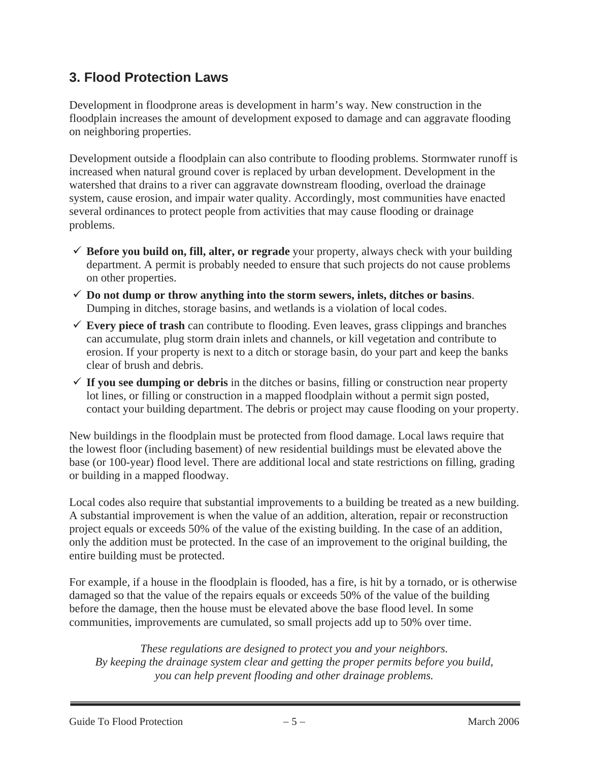## 3. Flood Protection Laws

Development in floodprone areas is development in harm's way. New construction in the floodplain increases the amount of development exposed to damage and can aggravate flooding on neighboring properties.

Development outside a floodplain can also contribute to flooding problems. Stormwater runoff is increased when natural ground cover is replaced by urban development. Development in the watershed that drains to a river can aggravate downstream flooding, overload the drainage system, cause erosion, and impair water quality. Accordingly, most communities have enacted several ordinances to protect people from activities that may cause flooding or drainage problems.

- ✓ **Before you build on, fill, alter, or regrade** your property, always check with your building department. A permit is probably needed to ensure that such projects do not cause problems on other properties.
- ✓ **Do not dump or throw anything into the storm sewers, inlets, ditches or basins**. Dumping in ditches, storage basins, and wetlands is a violation of local codes.
- ✓ **Every piece of trash** can contribute to flooding. Even leaves, grass clippings and branches can accumulate, plug storm drain inlets and channels, or kill vegetation and contribute to erosion. If your property is next to a ditch or storage basin, do your part and keep the banks clear of brush and debris.
- ✓ **If you see dumping or debris** in the ditches or basins, filling or construction near property lot lines, or filling or construction in a mapped floodplain without a permit sign posted, contact your building department. The debris or project may cause flooding on your property.

New buildings in the floodplain must be protected from flood damage. Local laws require that the lowest floor (including basement) of new residential buildings must be elevated above the base (or 100-year) flood level. There are additional local and state restrictions on filling, grading or building in a mapped floodway.

Local codes also require that substantial improvements to a building be treated as a new building. A substantial improvement is when the value of an addition, alteration, repair or reconstruction project equals or exceeds 50% of the value of the existing building. In the case of an addition, only the addition must be protected. In the case of an improvement to the original building, the entire building must be protected.

For example, if a house in the floodplain is flooded, has a fire, is hit by a tornado, or is otherwise damaged so that the value of the repairs equals or exceeds 50% of the value of the building before the damage, then the house must be elevated above the base flood level. In some communities, improvements are cumulated, so small projects add up to 50% over time.

*These regulations are designed to protect you and your neighbors.*
*By keeping the drainage system clear and getting the proper permits before you build, you can help prevent flooding and other drainage problems.*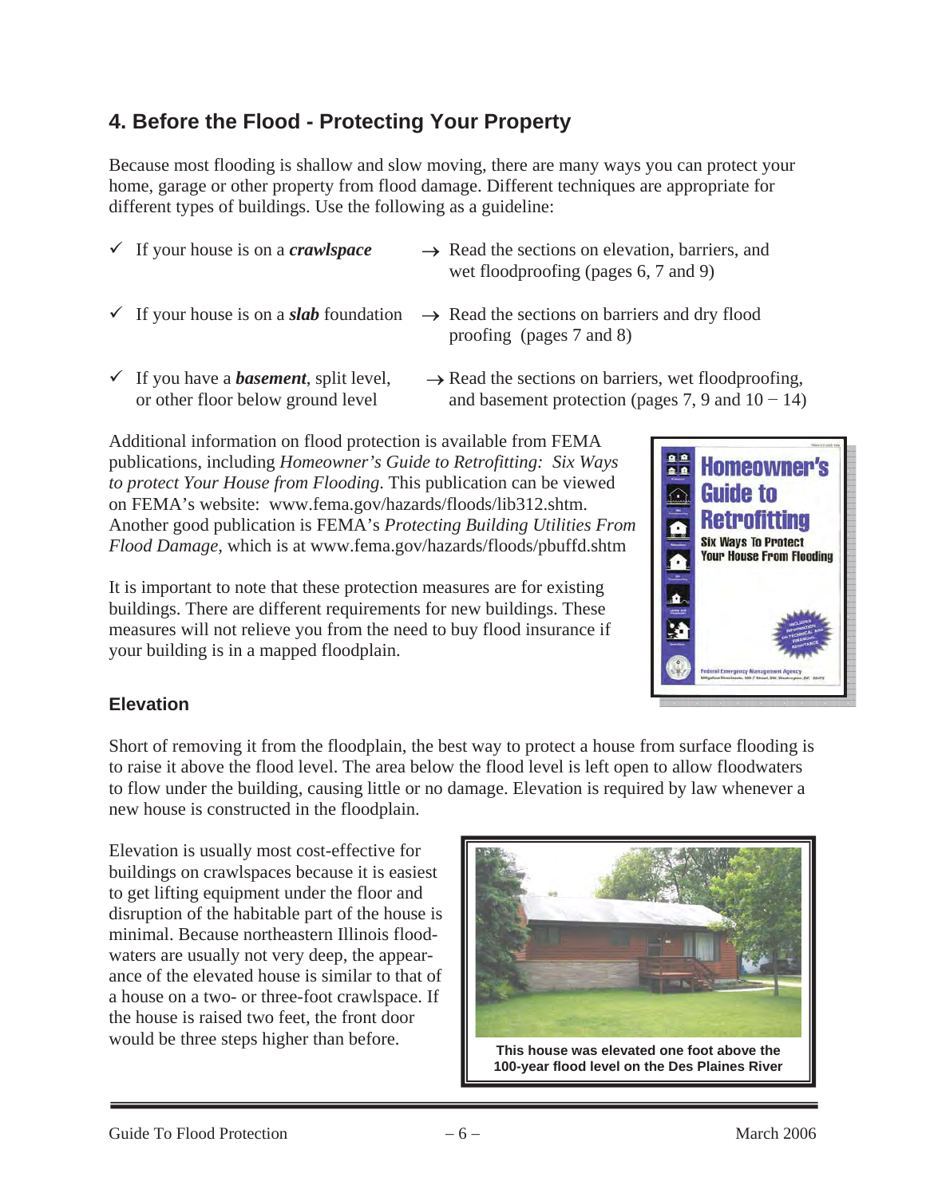## 4. Before the Flood - Protecting Your Property

Because most flooding is shallow and slow moving, there are many ways you can protect your home, garage or other property from flood damage. Different techniques are appropriate for different types of buildings. Use the following as a guideline:

- ✓ If your house is on a ***crawlspace*** → Read the sections on elevation, barriers, and wet floodproofing (pages 6, 7 and 9)
- ✓ If your house is on a ***slab*** foundation → Read the sections on barriers and dry flood proofing (pages 7 and 8)
- ✓ If you have a ***basement***, split level, or other floor below ground level → Read the sections on barriers, wet floodproofing, and basement protection (pages 7, 9 and 10 − 14)

Additional information on flood protection is available from FEMA publications, including *Homeowner's Guide to Retrofitting: Six Ways to protect Your House from Flooding*. This publication can be viewed on FEMA's website: www.fema.gov/hazards/floods/lib312.shtm. Another good publication is FEMA's *Protecting Building Utilities From Flood Damage,* which is at www.fema.gov/hazards/floods/pbuffd.shtm

It is important to note that these protection measures are for existing buildings. There are different requirements for new buildings. These measures will not relieve you from the need to buy flood insurance if your building is in a mapped floodplain.

### Elevation

Short of removing it from the floodplain, the best way to protect a house from surface flooding is to raise it above the flood level. The area below the flood level is left open to allow floodwaters to flow under the building, causing little or no damage. Elevation is required by law whenever a new house is constructed in the floodplain.

Elevation is usually most cost-effective for buildings on crawlspaces because it is easiest to get lifting equipment under the floor and disruption of the habitable part of the house is minimal. Because northeastern Illinois floodwaters are usually not very deep, the appearance of the elevated house is similar to that of a house on a two- or three-foot crawlspace. If the house is raised two feet, the front door would be three steps higher than before.

**This house was elevated one foot above the 100-year flood level on the Des Plaines River**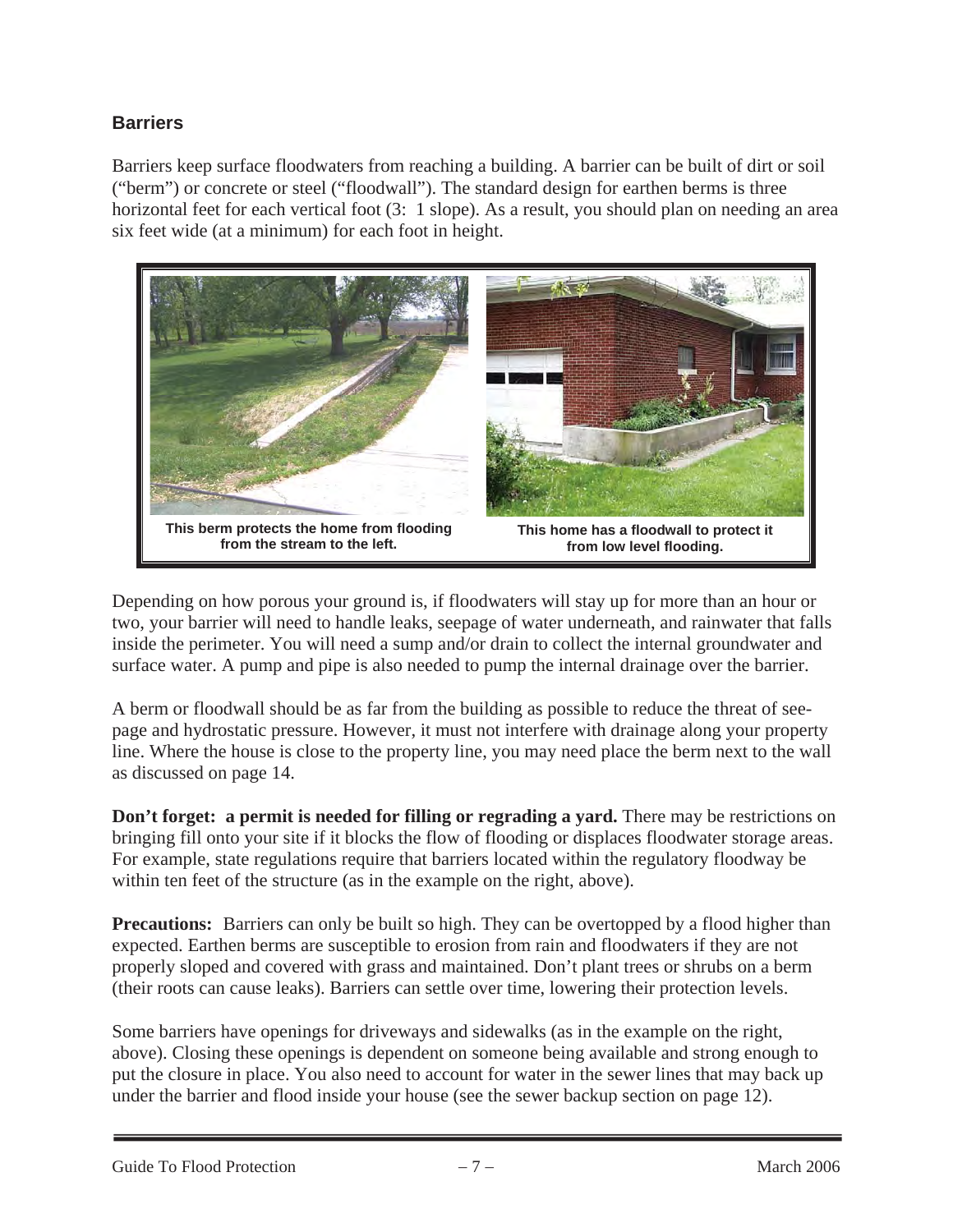### Barriers

Barriers keep surface floodwaters from reaching a building. A barrier can be built of dirt or soil ("berm") or concrete or steel ("floodwall"). The standard design for earthen berms is three horizontal feet for each vertical foot (3: 1 slope). As a result, you should plan on needing an area six feet wide (at a minimum) for each foot in height.

**This berm protects the home from flooding from the stream to the left.**

**This home has a floodwall to protect it from low level flooding.**

Depending on how porous your ground is, if floodwaters will stay up for more than an hour or two, your barrier will need to handle leaks, seepage of water underneath, and rainwater that falls inside the perimeter. You will need a sump and/or drain to collect the internal groundwater and surface water. A pump and pipe is also needed to pump the internal drainage over the barrier.

A berm or floodwall should be as far from the building as possible to reduce the threat of seepage and hydrostatic pressure. However, it must not interfere with drainage along your property line. Where the house is close to the property line, you may need place the berm next to the wall as discussed on page 14.

**Don't forget: a permit is needed for filling or regrading a yard.** There may be restrictions on bringing fill onto your site if it blocks the flow of flooding or displaces floodwater storage areas. For example, state regulations require that barriers located within the regulatory floodway be within ten feet of the structure (as in the example on the right, above).

**Precautions:** Barriers can only be built so high. They can be overtopped by a flood higher than expected. Earthen berms are susceptible to erosion from rain and floodwaters if they are not properly sloped and covered with grass and maintained. Don't plant trees or shrubs on a berm (their roots can cause leaks). Barriers can settle over time, lowering their protection levels.

Some barriers have openings for driveways and sidewalks (as in the example on the right, above). Closing these openings is dependent on someone being available and strong enough to put the closure in place. You also need to account for water in the sewer lines that may back up under the barrier and flood inside your house (see the sewer backup section on page 12).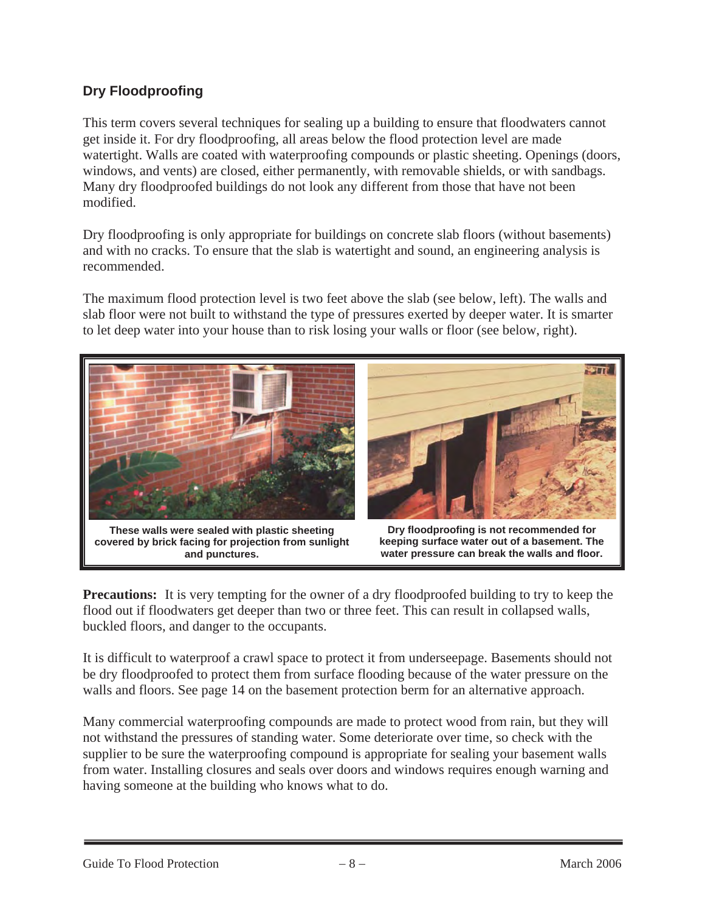### Dry Floodproofing

This term covers several techniques for sealing up a building to ensure that floodwaters cannot get inside it. For dry floodproofing, all areas below the flood protection level are made watertight. Walls are coated with waterproofing compounds or plastic sheeting. Openings (doors, windows, and vents) are closed, either permanently, with removable shields, or with sandbags. Many dry floodproofed buildings do not look any different from those that have not been modified.

Dry floodproofing is only appropriate for buildings on concrete slab floors (without basements) and with no cracks. To ensure that the slab is watertight and sound, an engineering analysis is recommended.

The maximum flood protection level is two feet above the slab (see below, left). The walls and slab floor were not built to withstand the type of pressures exerted by deeper water. It is smarter to let deep water into your house than to risk losing your walls or floor (see below, right).

**These walls were sealed with plastic sheeting covered by brick facing for projection from sunlight and punctures.**

**Dry floodproofing is not recommended for keeping surface water out of a basement. The water pressure can break the walls and floor.**

**Precautions:** It is very tempting for the owner of a dry floodproofed building to try to keep the flood out if floodwaters get deeper than two or three feet. This can result in collapsed walls, buckled floors, and danger to the occupants.

It is difficult to waterproof a crawl space to protect it from underseepage. Basements should not be dry floodproofed to protect them from surface flooding because of the water pressure on the walls and floors. See page 14 on the basement protection berm for an alternative approach.

Many commercial waterproofing compounds are made to protect wood from rain, but they will not withstand the pressures of standing water. Some deteriorate over time, so check with the supplier to be sure the waterproofing compound is appropriate for sealing your basement walls from water. Installing closures and seals over doors and windows requires enough warning and having someone at the building who knows what to do.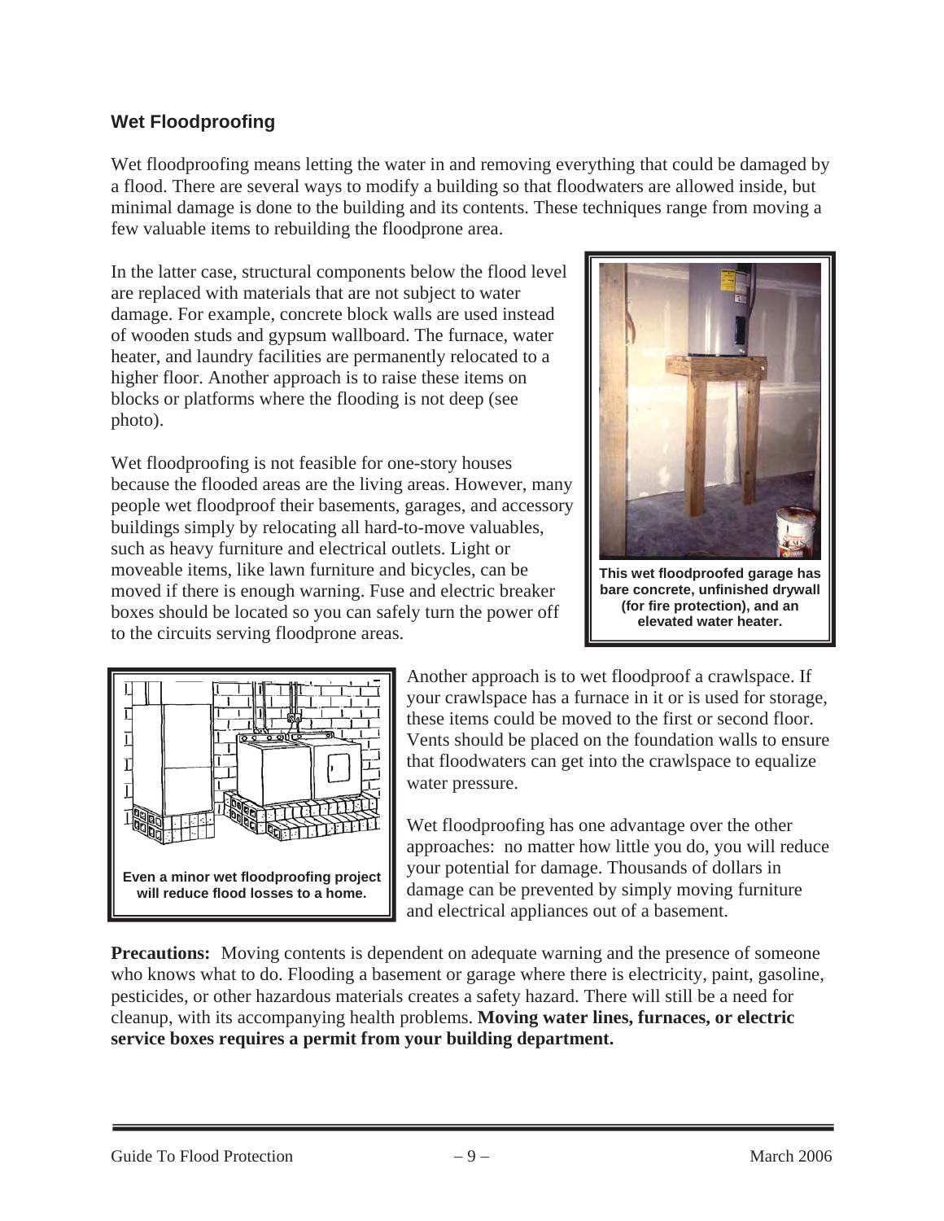### Wet Floodproofing

Wet floodproofing means letting the water in and removing everything that could be damaged by a flood. There are several ways to modify a building so that floodwaters are allowed inside, but minimal damage is done to the building and its contents. These techniques range from moving a few valuable items to rebuilding the floodprone area.

In the latter case, structural components below the flood level are replaced with materials that are not subject to water damage. For example, concrete block walls are used instead of wooden studs and gypsum wallboard. The furnace, water heater, and laundry facilities are permanently relocated to a higher floor. Another approach is to raise these items on blocks or platforms where the flooding is not deep (see photo).

This wet floodproofed garage has bare concrete, unfinished drywall (for fire protection), and an elevated water heater.

Wet floodproofing is not feasible for one-story houses because the flooded areas are the living areas. However, many people wet floodproof their basements, garages, and accessory buildings simply by relocating all hard-to-move valuables, such as heavy furniture and electrical outlets. Light or moveable items, like lawn furniture and bicycles, can be moved if there is enough warning. Fuse and electric breaker boxes should be located so you can safely turn the power off to the circuits serving floodprone areas.

Another approach is to wet floodproof a crawlspace. If your crawlspace has a furnace in it or is used for storage, these items could be moved to the first or second floor. Vents should be placed on the foundation walls to ensure that floodwaters can get into the crawlspace to equalize water pressure.

Wet floodproofing has one advantage over the other approaches: no matter how little you do, you will reduce your potential for damage. Thousands of dollars in damage can be prevented by simply moving furniture and electrical appliances out of a basement.

Even a minor wet floodproofing project will reduce flood losses to a home.

**Precautions:** Moving contents is dependent on adequate warning and the presence of someone who knows what to do. Flooding a basement or garage where there is electricity, paint, gasoline, pesticides, or other hazardous materials creates a safety hazard. There will still be a need for cleanup, with its accompanying health problems. **Moving water lines, furnaces, or electric service boxes requires a permit from your building department.**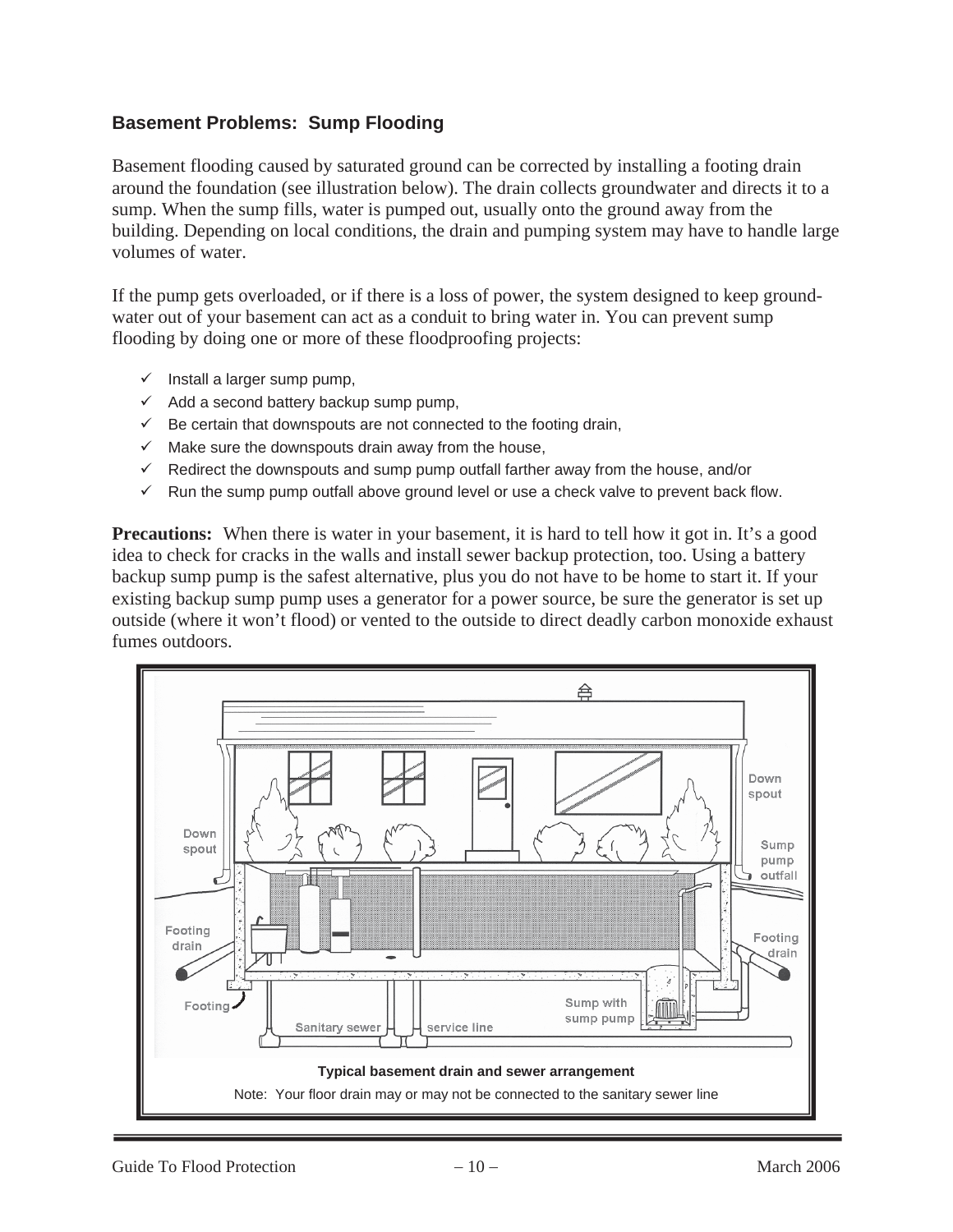### Basement Problems: Sump Flooding

Basement flooding caused by saturated ground can be corrected by installing a footing drain around the foundation (see illustration below). The drain collects groundwater and directs it to a sump. When the sump fills, water is pumped out, usually onto the ground away from the building. Depending on local conditions, the drain and pumping system may have to handle large volumes of water.

If the pump gets overloaded, or if there is a loss of power, the system designed to keep ground-water out of your basement can act as a conduit to bring water in. You can prevent sump flooding by doing one or more of these floodproofing projects:

- ✓ Install a larger sump pump,
- ✓ Add a second battery backup sump pump,
- ✓ Be certain that downspouts are not connected to the footing drain,
- ✓ Make sure the downspouts drain away from the house,
- ✓ Redirect the downspouts and sump pump outfall farther away from the house, and/or
- ✓ Run the sump pump outfall above ground level or use a check valve to prevent back flow.

**Precautions:** When there is water in your basement, it is hard to tell how it got in. It's a good idea to check for cracks in the walls and install sewer backup protection, too. Using a battery backup sump pump is the safest alternative, plus you do not have to be home to start it. If your existing backup sump pump uses a generator for a power source, be sure the generator is set up outside (where it won't flood) or vented to the outside to direct deadly carbon monoxide exhaust fumes outdoors.

**Typical basement drain and sewer arrangement**

Note: Your floor drain may or may not be connected to the sanitary sewer line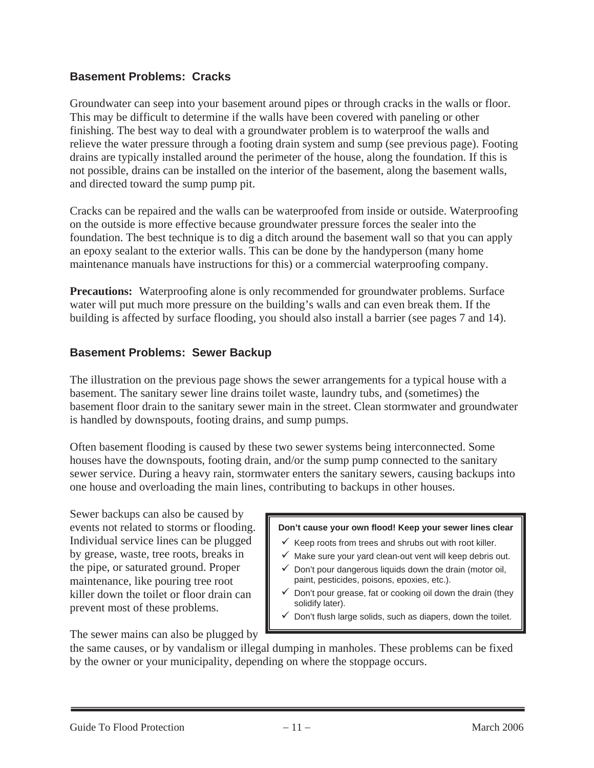## Basement Problems: Cracks

Groundwater can seep into your basement around pipes or through cracks in the walls or floor. This may be difficult to determine if the walls have been covered with paneling or other finishing. The best way to deal with a groundwater problem is to waterproof the walls and relieve the water pressure through a footing drain system and sump (see previous page). Footing drains are typically installed around the perimeter of the house, along the foundation. If this is not possible, drains can be installed on the interior of the basement, along the basement walls, and directed toward the sump pump pit.

Cracks can be repaired and the walls can be waterproofed from inside or outside. Waterproofing on the outside is more effective because groundwater pressure forces the sealer into the foundation. The best technique is to dig a ditch around the basement wall so that you can apply an epoxy sealant to the exterior walls. This can be done by the handyperson (many home maintenance manuals have instructions for this) or a commercial waterproofing company.

**Precautions:** Waterproofing alone is only recommended for groundwater problems. Surface water will put much more pressure on the building's walls and can even break them. If the building is affected by surface flooding, you should also install a barrier (see pages 7 and 14).

## Basement Problems: Sewer Backup

The illustration on the previous page shows the sewer arrangements for a typical house with a basement. The sanitary sewer line drains toilet waste, laundry tubs, and (sometimes) the basement floor drain to the sanitary sewer main in the street. Clean stormwater and groundwater is handled by downspouts, footing drains, and sump pumps.

Often basement flooding is caused by these two sewer systems being interconnected. Some houses have the downspouts, footing drain, and/or the sump pump connected to the sanitary sewer service. During a heavy rain, stormwater enters the sanitary sewers, causing backups into one house and overloading the main lines, contributing to backups in other houses.

Sewer backups can also be caused by events not related to storms or flooding. Individual service lines can be plugged by grease, waste, tree roots, breaks in the pipe, or saturated ground. Proper maintenance, like pouring tree root killer down the toilet or floor drain can prevent most of these problems.

The sewer mains can also be plugged by the same causes, or by vandalism or illegal dumping in manholes. These problems can be fixed by the owner or your municipality, depending on where the stoppage occurs.

**Don't cause your own flood! Keep your sewer lines clear**

- ✓ Keep roots from trees and shrubs out with root killer.
- ✓ Make sure your yard clean-out vent will keep debris out.
- ✓ Don't pour dangerous liquids down the drain (motor oil, paint, pesticides, poisons, epoxies, etc.).
- ✓ Don't pour grease, fat or cooking oil down the drain (they solidify later).
- ✓ Don't flush large solids, such as diapers, down the toilet.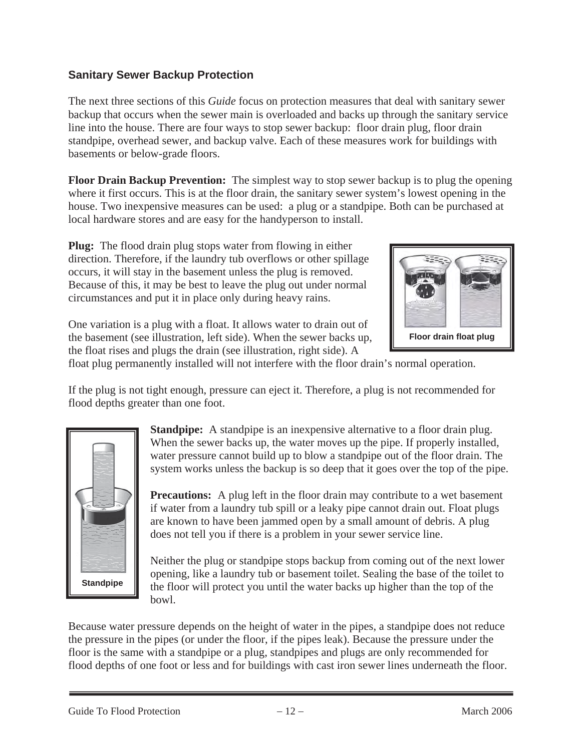### Sanitary Sewer Backup Protection

The next three sections of this *Guide* focus on protection measures that deal with sanitary sewer backup that occurs when the sewer main is overloaded and backs up through the sanitary service line into the house. There are four ways to stop sewer backup: floor drain plug, floor drain standpipe, overhead sewer, and backup valve. Each of these measures work for buildings with basements or below-grade floors.

**Floor Drain Backup Prevention:** The simplest way to stop sewer backup is to plug the opening where it first occurs. This is at the floor drain, the sanitary sewer system's lowest opening in the house. Two inexpensive measures can be used: a plug or a standpipe. Both can be purchased at local hardware stores and are easy for the handyperson to install.

**Plug:** The flood drain plug stops water from flowing in either direction. Therefore, if the laundry tub overflows or other spillage occurs, it will stay in the basement unless the plug is removed. Because of this, it may be best to leave the plug out under normal circumstances and put it in place only during heavy rains.

One variation is a plug with a float. It allows water to drain out of the basement (see illustration, left side). When the sewer backs up, the float rises and plugs the drain (see illustration, right side). A float plug permanently installed will not interfere with the floor drain's normal operation.

Floor drain float plug

If the plug is not tight enough, pressure can eject it. Therefore, a plug is not recommended for flood depths greater than one foot.

**Standpipe:** A standpipe is an inexpensive alternative to a floor drain plug. When the sewer backs up, the water moves up the pipe. If properly installed, water pressure cannot build up to blow a standpipe out of the floor drain. The system works unless the backup is so deep that it goes over the top of the pipe.

Standpipe

**Precautions:** A plug left in the floor drain may contribute to a wet basement if water from a laundry tub spill or a leaky pipe cannot drain out. Float plugs are known to have been jammed open by a small amount of debris. A plug does not tell you if there is a problem in your sewer service line.

Neither the plug or standpipe stops backup from coming out of the next lower opening, like a laundry tub or basement toilet. Sealing the base of the toilet to the floor will protect you until the water backs up higher than the top of the bowl.

Because water pressure depends on the height of water in the pipes, a standpipe does not reduce the pressure in the pipes (or under the floor, if the pipes leak). Because the pressure under the floor is the same with a standpipe or a plug, standpipes and plugs are only recommended for flood depths of one foot or less and for buildings with cast iron sewer lines underneath the floor.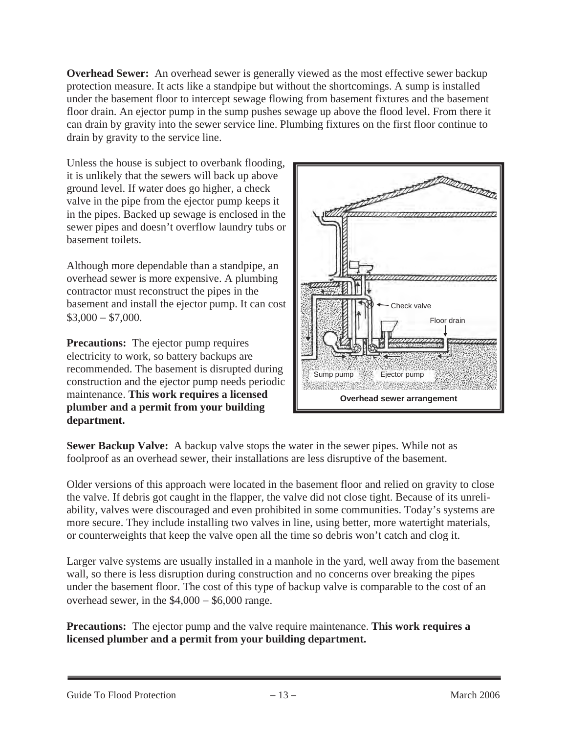**Overhead Sewer:** An overhead sewer is generally viewed as the most effective sewer backup protection measure. It acts like a standpipe but without the shortcomings. A sump is installed under the basement floor to intercept sewage flowing from basement fixtures and the basement floor drain. An ejector pump in the sump pushes sewage up above the flood level. From there it can drain by gravity into the sewer service line. Plumbing fixtures on the first floor continue to drain by gravity to the service line.

Unless the house is subject to overbank flooding, it is unlikely that the sewers will back up above ground level. If water does go higher, a check valve in the pipe from the ejector pump keeps it in the pipes. Backed up sewage is enclosed in the sewer pipes and doesn't overflow laundry tubs or basement toilets.

Although more dependable than a standpipe, an overhead sewer is more expensive. A plumbing contractor must reconstruct the pipes in the basement and install the ejector pump. It can cost $3,000 – $7,000.

**Precautions:** The ejector pump requires electricity to work, so battery backups are recommended. The basement is disrupted during construction and the ejector pump needs periodic maintenance. **This work requires a licensed plumber and a permit from your building department.**

Check valve

Floor drain

Sump pump

Ejector pump

**Overhead sewer arrangement**

**Sewer Backup Valve:** A backup valve stops the water in the sewer pipes. While not as foolproof as an overhead sewer, their installations are less disruptive of the basement.

Older versions of this approach were located in the basement floor and relied on gravity to close the valve. If debris got caught in the flapper, the valve did not close tight. Because of its unreliability, valves were discouraged and even prohibited in some communities. Today's systems are more secure. They include installing two valves in line, using better, more watertight materials, or counterweights that keep the valve open all the time so debris won't catch and clog it.

Larger valve systems are usually installed in a manhole in the yard, well away from the basement wall, so there is less disruption during construction and no concerns over breaking the pipes under the basement floor. The cost of this type of backup valve is comparable to the cost of an overhead sewer, in the $4,000 – $6,000 range.

**Precautions:** The ejector pump and the valve require maintenance. **This work requires a licensed plumber and a permit from your building department.**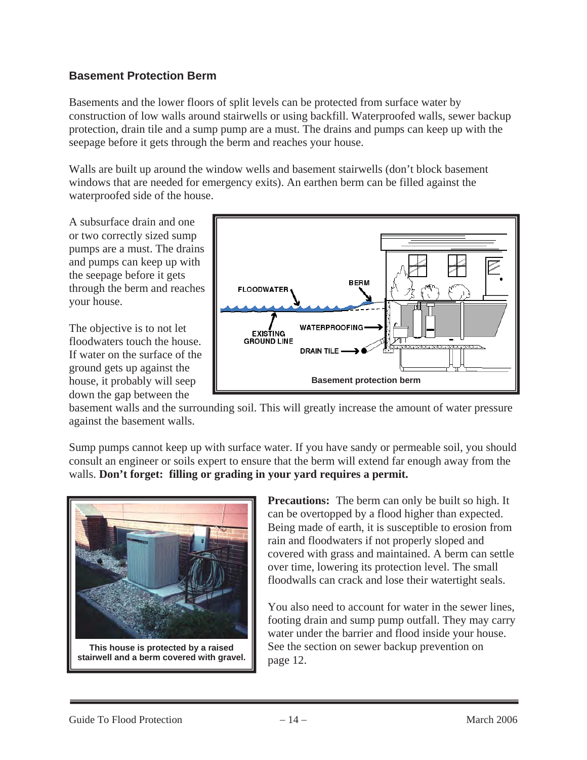### Basement Protection Berm

Basements and the lower floors of split levels can be protected from surface water by construction of low walls around stairwells or using backfill. Waterproofed walls, sewer backup protection, drain tile and a sump pump are a must. The drains and pumps can keep up with the seepage before it gets through the berm and reaches your house.

Walls are built up around the window wells and basement stairwells (don't block basement windows that are needed for emergency exits). An earthen berm can be filled against the waterproofed side of the house.

A subsurface drain and one or two correctly sized sump pumps are a must. The drains and pumps can keep up with the seepage before it gets through the berm and reaches your house.

The objective is to not let floodwaters touch the house. If water on the surface of the ground gets up against the house, it probably will seep down the gap between the basement walls and the surrounding soil. This will greatly increase the amount of water pressure against the basement walls.

Basement protection berm

Sump pumps cannot keep up with surface water. If you have sandy or permeable soil, you should consult an engineer or soils expert to ensure that the berm will extend far enough away from the walls. **Don't forget: filling or grading in your yard requires a permit.**

This house is protected by a raised stairwell and a berm covered with gravel.

**Precautions:** The berm can only be built so high. It can be overtopped by a flood higher than expected. Being made of earth, it is susceptible to erosion from rain and floodwaters if not properly sloped and covered with grass and maintained. A berm can settle over time, lowering its protection level. The small floodwalls can crack and lose their watertight seals.

You also need to account for water in the sewer lines, footing drain and sump pump outfall. They may carry water under the barrier and flood inside your house. See the section on sewer backup prevention on page 12.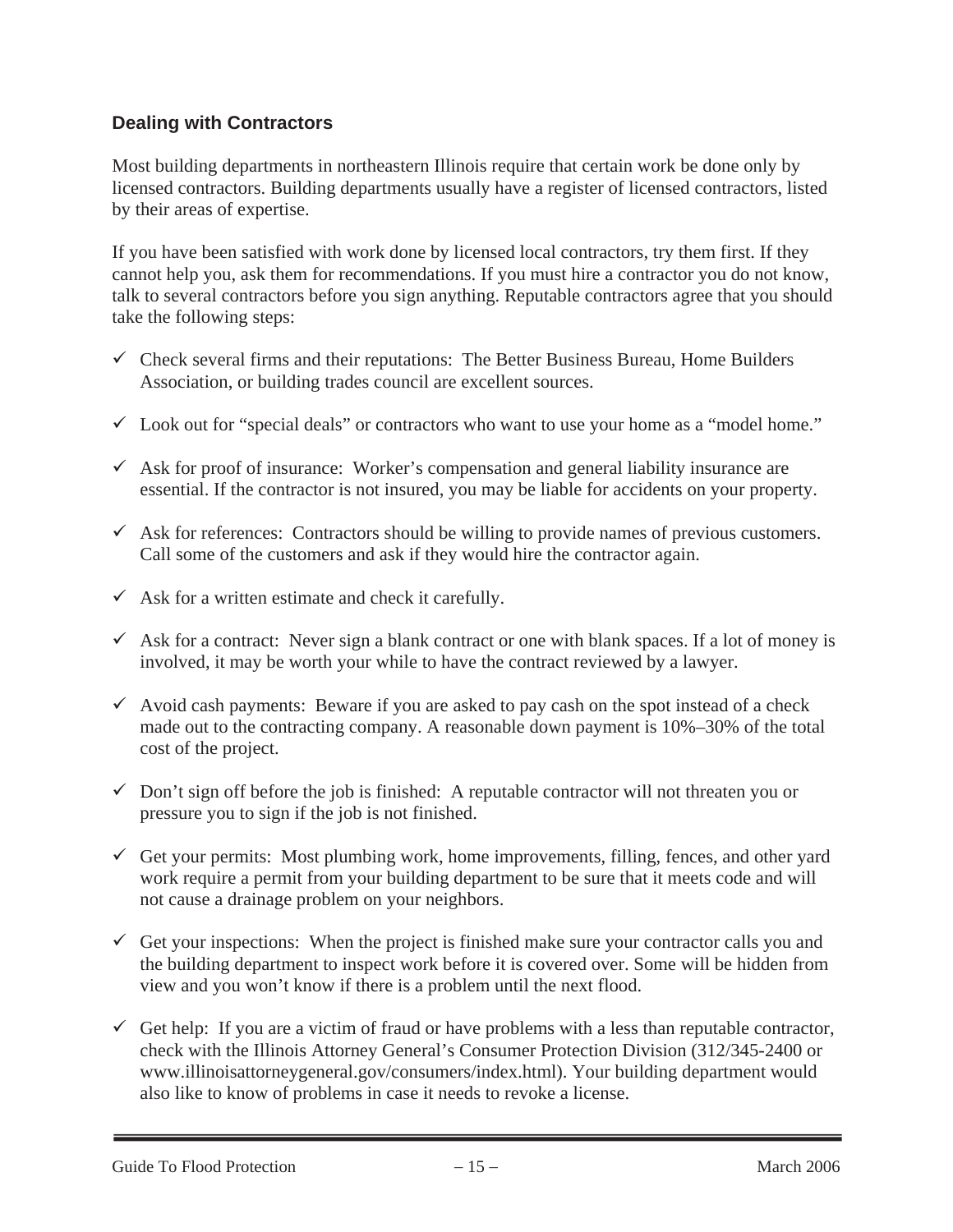### Dealing with Contractors

Most building departments in northeastern Illinois require that certain work be done only by licensed contractors. Building departments usually have a register of licensed contractors, listed by their areas of expertise.

If you have been satisfied with work done by licensed local contractors, try them first. If they cannot help you, ask them for recommendations. If you must hire a contractor you do not know, talk to several contractors before you sign anything. Reputable contractors agree that you should take the following steps:

- ✓ Check several firms and their reputations: The Better Business Bureau, Home Builders Association, or building trades council are excellent sources.
- ✓ Look out for "special deals" or contractors who want to use your home as a "model home."
- ✓ Ask for proof of insurance: Worker's compensation and general liability insurance are essential. If the contractor is not insured, you may be liable for accidents on your property.
- ✓ Ask for references: Contractors should be willing to provide names of previous customers. Call some of the customers and ask if they would hire the contractor again.
- ✓ Ask for a written estimate and check it carefully.
- ✓ Ask for a contract: Never sign a blank contract or one with blank spaces. If a lot of money is involved, it may be worth your while to have the contract reviewed by a lawyer.
- ✓ Avoid cash payments: Beware if you are asked to pay cash on the spot instead of a check made out to the contracting company. A reasonable down payment is 10%–30% of the total cost of the project.
- ✓ Don't sign off before the job is finished: A reputable contractor will not threaten you or pressure you to sign if the job is not finished.
- ✓ Get your permits: Most plumbing work, home improvements, filling, fences, and other yard work require a permit from your building department to be sure that it meets code and will not cause a drainage problem on your neighbors.
- ✓ Get your inspections: When the project is finished make sure your contractor calls you and the building department to inspect work before it is covered over. Some will be hidden from view and you won't know if there is a problem until the next flood.
- ✓ Get help: If you are a victim of fraud or have problems with a less than reputable contractor, check with the Illinois Attorney General's Consumer Protection Division (312/345-2400 or www.illinoisattorneygeneral.gov/consumers/index.html). Your building department would also like to know of problems in case it needs to revoke a license.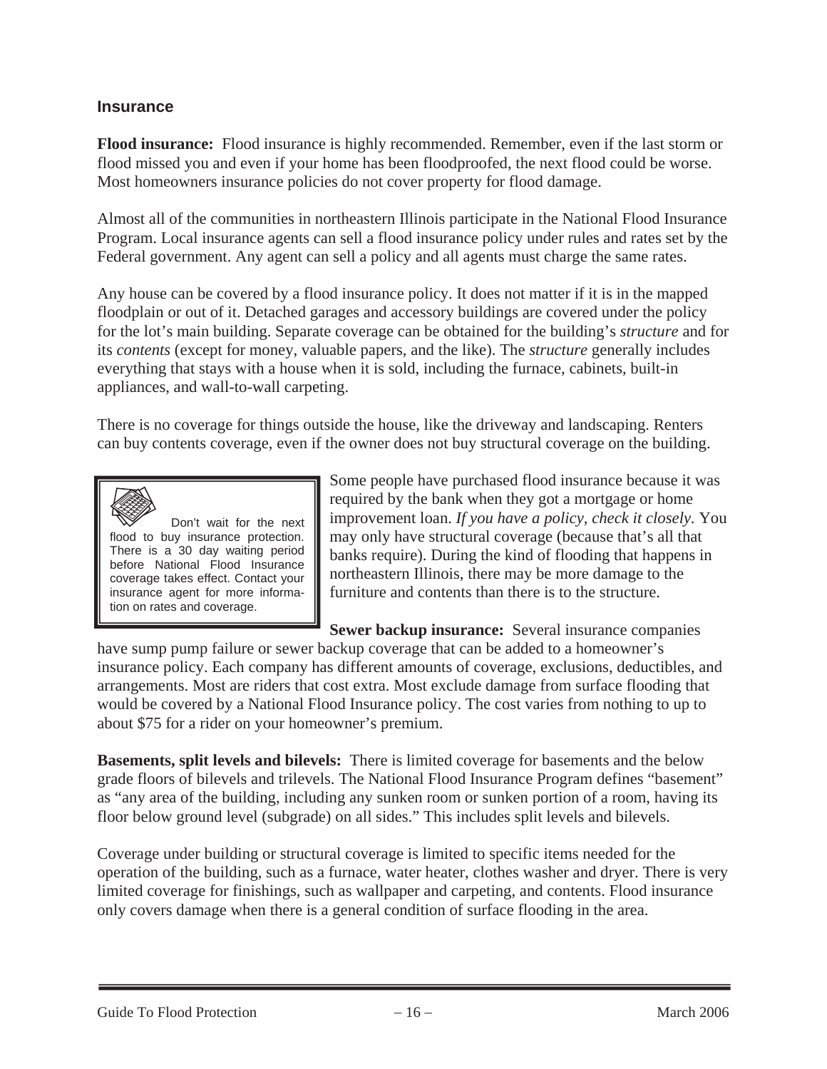### Insurance

**Flood insurance:** Flood insurance is highly recommended. Remember, even if the last storm or flood missed you and even if your home has been floodproofed, the next flood could be worse. Most homeowners insurance policies do not cover property for flood damage.

Almost all of the communities in northeastern Illinois participate in the National Flood Insurance Program. Local insurance agents can sell a flood insurance policy under rules and rates set by the Federal government. Any agent can sell a policy and all agents must charge the same rates.

Any house can be covered by a flood insurance policy. It does not matter if it is in the mapped floodplain or out of it. Detached garages and accessory buildings are covered under the policy for the lot's main building. Separate coverage can be obtained for the building's *structure* and for its *contents* (except for money, valuable papers, and the like). The *structure* generally includes everything that stays with a house when it is sold, including the furnace, cabinets, built-in appliances, and wall-to-wall carpeting.

There is no coverage for things outside the house, like the driveway and landscaping. Renters can buy contents coverage, even if the owner does not buy structural coverage on the building.

> Don't wait for the next flood to buy insurance protection. There is a 30 day waiting period before National Flood Insurance coverage takes effect. Contact your insurance agent for more information on rates and coverage.

Some people have purchased flood insurance because it was required by the bank when they got a mortgage or home improvement loan. *If you have a policy, check it closely.* You may only have structural coverage (because that's all that banks require). During the kind of flooding that happens in northeastern Illinois, there may be more damage to the furniture and contents than there is to the structure.

**Sewer backup insurance:** Several insurance companies have sump pump failure or sewer backup coverage that can be added to a homeowner's insurance policy. Each company has different amounts of coverage, exclusions, deductibles, and arrangements. Most are riders that cost extra. Most exclude damage from surface flooding that would be covered by a National Flood Insurance policy. The cost varies from nothing to up to about $75 for a rider on your homeowner's premium.

**Basements, split levels and bilevels:** There is limited coverage for basements and the below grade floors of bilevels and trilevels. The National Flood Insurance Program defines "basement" as "any area of the building, including any sunken room or sunken portion of a room, having its floor below ground level (subgrade) on all sides." This includes split levels and bilevels.

Coverage under building or structural coverage is limited to specific items needed for the operation of the building, such as a furnace, water heater, clothes washer and dryer. There is very limited coverage for finishings, such as wallpaper and carpeting, and contents. Flood insurance only covers damage when there is a general condition of surface flooding in the area.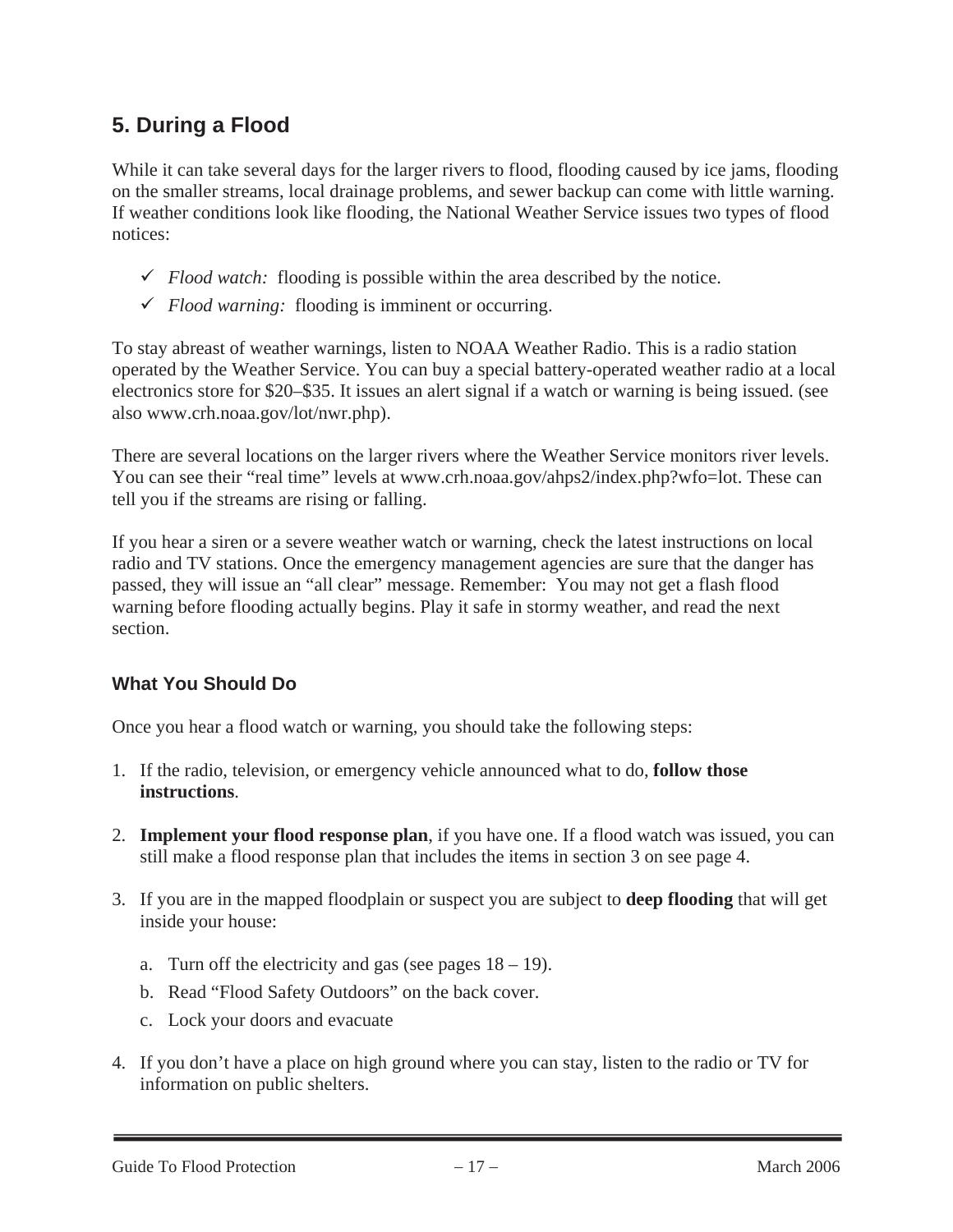## 5. During a Flood

While it can take several days for the larger rivers to flood, flooding caused by ice jams, flooding on the smaller streams, local drainage problems, and sewer backup can come with little warning. If weather conditions look like flooding, the National Weather Service issues two types of flood notices:

- ✓ *Flood watch:* flooding is possible within the area described by the notice.
- ✓ *Flood warning:* flooding is imminent or occurring.

To stay abreast of weather warnings, listen to NOAA Weather Radio. This is a radio station operated by the Weather Service. You can buy a special battery-operated weather radio at a local electronics store for $20–$35. It issues an alert signal if a watch or warning is being issued. (see also www.crh.noaa.gov/lot/nwr.php).

There are several locations on the larger rivers where the Weather Service monitors river levels. You can see their "real time" levels at www.crh.noaa.gov/ahps2/index.php?wfo=lot. These can tell you if the streams are rising or falling.

If you hear a siren or a severe weather watch or warning, check the latest instructions on local radio and TV stations. Once the emergency management agencies are sure that the danger has passed, they will issue an "all clear" message. Remember: You may not get a flash flood warning before flooding actually begins. Play it safe in stormy weather, and read the next section.

### What You Should Do

Once you hear a flood watch or warning, you should take the following steps:

1. If the radio, television, or emergency vehicle announced what to do, **follow those instructions**.

2. **Implement your flood response plan**, if you have one. If a flood watch was issued, you can still make a flood response plan that includes the items in section 3 on see page 4.

3. If you are in the mapped floodplain or suspect you are subject to **deep flooding** that will get inside your house:

   a. Turn off the electricity and gas (see pages 18 – 19).

   b. Read "Flood Safety Outdoors" on the back cover.

   c. Lock your doors and evacuate

4. If you don't have a place on high ground where you can stay, listen to the radio or TV for information on public shelters.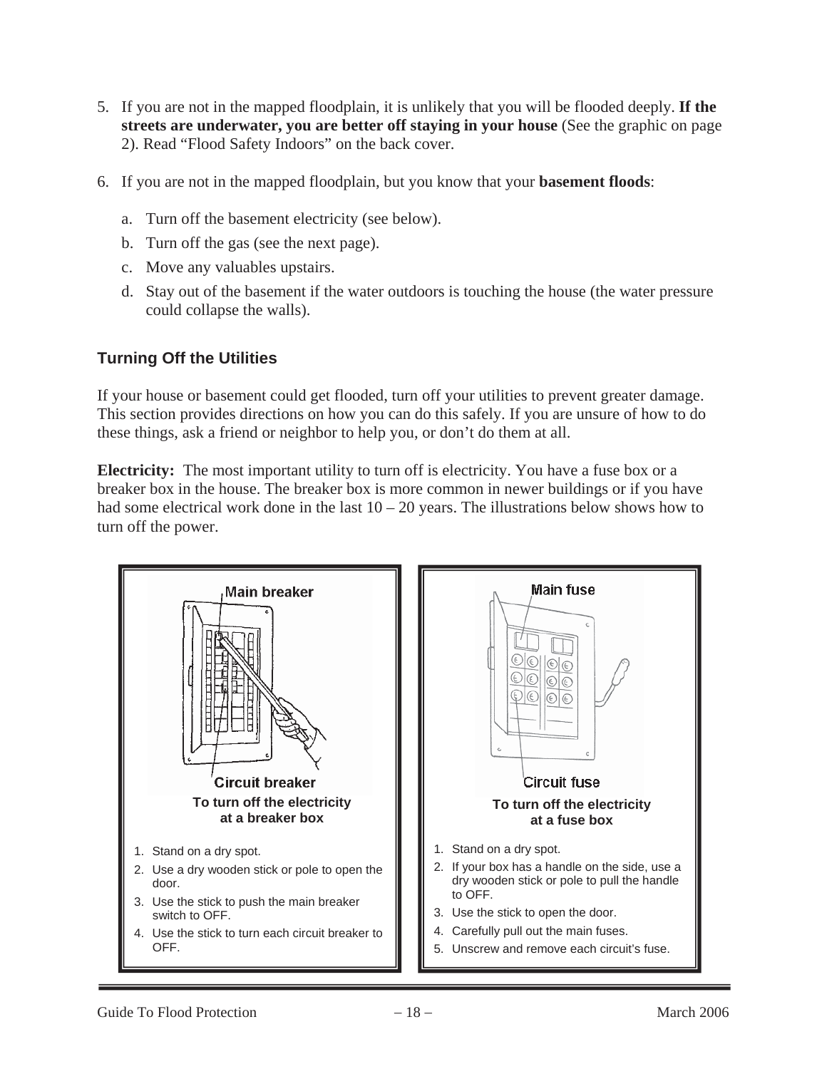5. If you are not in the mapped floodplain, it is unlikely that you will be flooded deeply. **If the streets are underwater, you are better off staying in your house** (See the graphic on page 2). Read "Flood Safety Indoors" on the back cover.

6. If you are not in the mapped floodplain, but you know that your **basement floods**:

   a. Turn off the basement electricity (see below).

   b. Turn off the gas (see the next page).

   c. Move any valuables upstairs.

   d. Stay out of the basement if the water outdoors is touching the house (the water pressure could collapse the walls).

## Turning Off the Utilities

If your house or basement could get flooded, turn off your utilities to prevent greater damage. This section provides directions on how you can do this safely. If you are unsure of how to do these things, ask a friend or neighbor to help you, or don't do them at all.

**Electricity:** The most important utility to turn off is electricity. You have a fuse box or a breaker box in the house. The breaker box is more common in newer buildings or if you have had some electrical work done in the last 10 – 20 years. The illustrations below shows how to turn off the power.

Main breaker

Circuit breaker

**To turn off the electricity at a breaker box**

1. Stand on a dry spot.
2. Use a dry wooden stick or pole to open the door.
3. Use the stick to push the main breaker switch to OFF.
4. Use the stick to turn each circuit breaker to OFF.

Main fuse

Circuit fuse

**To turn off the electricity at a fuse box**

1. Stand on a dry spot.
2. If your box has a handle on the side, use a dry wooden stick or pole to pull the handle to OFF.
3. Use the stick to open the door.
4. Carefully pull out the main fuses.
5. Unscrew and remove each circuit's fuse.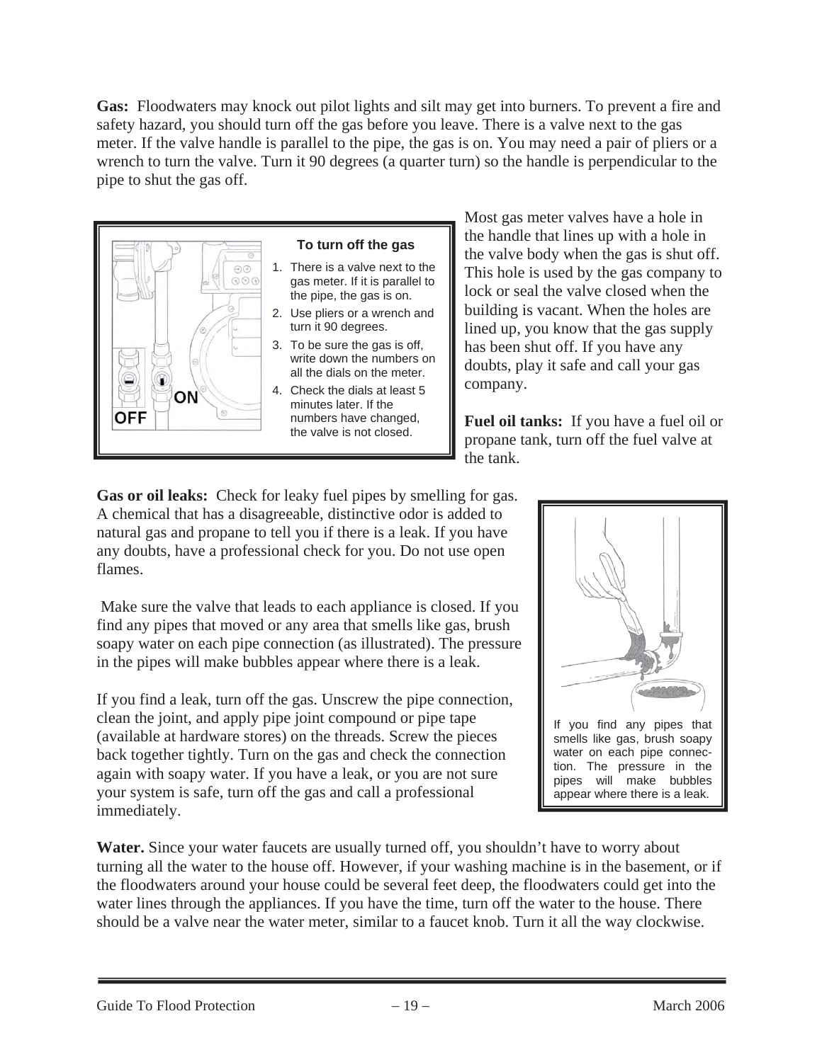**Gas:** Floodwaters may knock out pilot lights and silt may get into burners. To prevent a fire and safety hazard, you should turn off the gas before you leave. There is a valve next to the gas meter. If the valve handle is parallel to the pipe, the gas is on. You may need a pair of pliers or a wrench to turn the valve. Turn it 90 degrees (a quarter turn) so the handle is perpendicular to the pipe to shut the gas off.

**To turn off the gas**

1. There is a valve next to the gas meter. If it is parallel to the pipe, the gas is on.
2. Use pliers or a wrench and turn it 90 degrees.
3. To be sure the gas is off, write down the numbers on all the dials on the meter.
4. Check the dials at least 5 minutes later. If the numbers have changed, the valve is not closed.

Most gas meter valves have a hole in the handle that lines up with a hole in the valve body when the gas is shut off. This hole is used by the gas company to lock or seal the valve closed when the building is vacant. When the holes are lined up, you know that the gas supply has been shut off. If you have any doubts, play it safe and call your gas company.

**Fuel oil tanks:** If you have a fuel oil or propane tank, turn off the fuel valve at the tank.

**Gas or oil leaks:** Check for leaky fuel pipes by smelling for gas. A chemical that has a disagreeable, distinctive odor is added to natural gas and propane to tell you if there is a leak. If you have any doubts, have a professional check for you. Do not use open flames.

Make sure the valve that leads to each appliance is closed. If you find any pipes that moved or any area that smells like gas, brush soapy water on each pipe connection (as illustrated). The pressure in the pipes will make bubbles appear where there is a leak.

If you find a leak, turn off the gas. Unscrew the pipe connection, clean the joint, and apply pipe joint compound or pipe tape (available at hardware stores) on the threads. Screw the pieces back together tightly. Turn on the gas and check the connection again with soapy water. If you have a leak, or you are not sure your system is safe, turn off the gas and call a professional immediately.

If you find any pipes that smells like gas, brush soapy water on each pipe connection. The pressure in the pipes will make bubbles appear where there is a leak.

**Water.** Since your water faucets are usually turned off, you shouldn't have to worry about turning all the water to the house off. However, if your washing machine is in the basement, or if the floodwaters around your house could be several feet deep, the floodwaters could get into the water lines through the appliances. If you have the time, turn off the water to the house. There should be a valve near the water meter, similar to a faucet knob. Turn it all the way clockwise.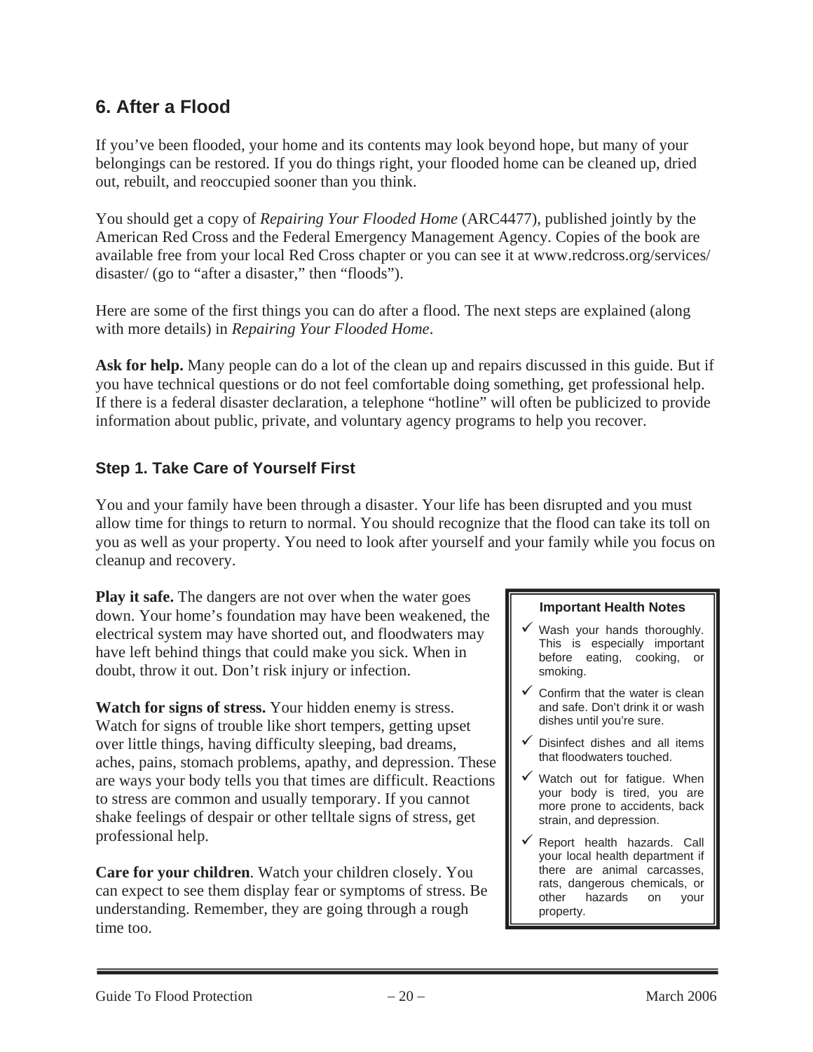## 6. After a Flood

If you've been flooded, your home and its contents may look beyond hope, but many of your belongings can be restored. If you do things right, your flooded home can be cleaned up, dried out, rebuilt, and reoccupied sooner than you think.

You should get a copy of *Repairing Your Flooded Home* (ARC4477), published jointly by the American Red Cross and the Federal Emergency Management Agency. Copies of the book are available free from your local Red Cross chapter or you can see it at www.redcross.org/services/disaster/ (go to "after a disaster," then "floods").

Here are some of the first things you can do after a flood. The next steps are explained (along with more details) in *Repairing Your Flooded Home*.

**Ask for help.** Many people can do a lot of the clean up and repairs discussed in this guide. But if you have technical questions or do not feel comfortable doing something, get professional help. If there is a federal disaster declaration, a telephone "hotline" will often be publicized to provide information about public, private, and voluntary agency programs to help you recover.

### Step 1. Take Care of Yourself First

You and your family have been through a disaster. Your life has been disrupted and you must allow time for things to return to normal. You should recognize that the flood can take its toll on you as well as your property. You need to look after yourself and your family while you focus on cleanup and recovery.

**Play it safe.** The dangers are not over when the water goes down. Your home's foundation may have been weakened, the electrical system may have shorted out, and floodwaters may have left behind things that could make you sick. When in doubt, throw it out. Don't risk injury or infection.

**Watch for signs of stress.** Your hidden enemy is stress. Watch for signs of trouble like short tempers, getting upset over little things, having difficulty sleeping, bad dreams, aches, pains, stomach problems, apathy, and depression. These are ways your body tells you that times are difficult. Reactions to stress are common and usually temporary. If you cannot shake feelings of despair or other telltale signs of stress, get professional help.

**Care for your children**. Watch your children closely. You can expect to see them display fear or symptoms of stress. Be understanding. Remember, they are going through a rough time too.

**Important Health Notes**

- ✓ Wash your hands thoroughly. This is especially important before eating, cooking, or smoking.
- ✓ Confirm that the water is clean and safe. Don't drink it or wash dishes until you're sure.
- ✓ Disinfect dishes and all items that floodwaters touched.
- ✓ Watch out for fatigue. When your body is tired, you are more prone to accidents, back strain, and depression.
- ✓ Report health hazards. Call your local health department if there are animal carcasses, rats, dangerous chemicals, or other hazards on your property.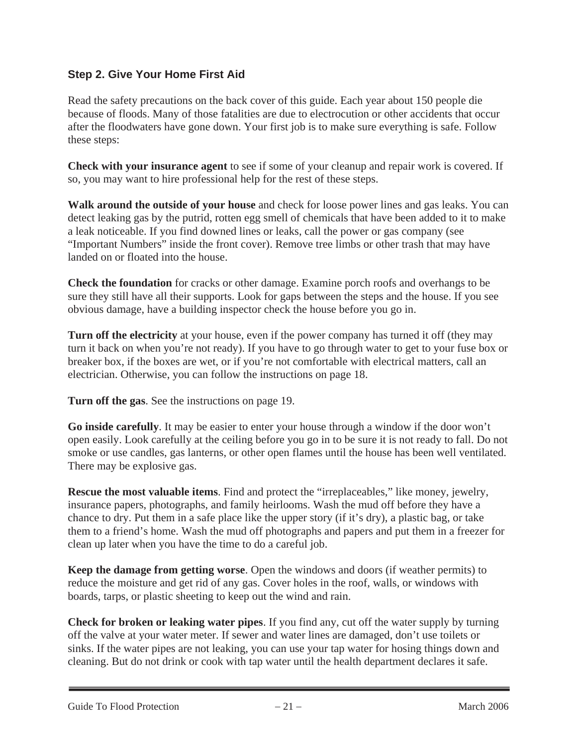### Step 2. Give Your Home First Aid

Read the safety precautions on the back cover of this guide. Each year about 150 people die because of floods. Many of those fatalities are due to electrocution or other accidents that occur after the floodwaters have gone down. Your first job is to make sure everything is safe. Follow these steps:

**Check with your insurance agent** to see if some of your cleanup and repair work is covered. If so, you may want to hire professional help for the rest of these steps.

**Walk around the outside of your house** and check for loose power lines and gas leaks. You can detect leaking gas by the putrid, rotten egg smell of chemicals that have been added to it to make a leak noticeable. If you find downed lines or leaks, call the power or gas company (see "Important Numbers" inside the front cover). Remove tree limbs or other trash that may have landed on or floated into the house.

**Check the foundation** for cracks or other damage. Examine porch roofs and overhangs to be sure they still have all their supports. Look for gaps between the steps and the house. If you see obvious damage, have a building inspector check the house before you go in.

**Turn off the electricity** at your house, even if the power company has turned it off (they may turn it back on when you're not ready). If you have to go through water to get to your fuse box or breaker box, if the boxes are wet, or if you're not comfortable with electrical matters, call an electrician. Otherwise, you can follow the instructions on page 18.

**Turn off the gas**. See the instructions on page 19.

**Go inside carefully**. It may be easier to enter your house through a window if the door won't open easily. Look carefully at the ceiling before you go in to be sure it is not ready to fall. Do not smoke or use candles, gas lanterns, or other open flames until the house has been well ventilated. There may be explosive gas.

**Rescue the most valuable items**. Find and protect the "irreplaceables," like money, jewelry, insurance papers, photographs, and family heirlooms. Wash the mud off before they have a chance to dry. Put them in a safe place like the upper story (if it's dry), a plastic bag, or take them to a friend's home. Wash the mud off photographs and papers and put them in a freezer for clean up later when you have the time to do a careful job.

**Keep the damage from getting worse**. Open the windows and doors (if weather permits) to reduce the moisture and get rid of any gas. Cover holes in the roof, walls, or windows with boards, tarps, or plastic sheeting to keep out the wind and rain.

**Check for broken or leaking water pipes**. If you find any, cut off the water supply by turning off the valve at your water meter. If sewer and water lines are damaged, don't use toilets or sinks. If the water pipes are not leaking, you can use your tap water for hosing things down and cleaning. But do not drink or cook with tap water until the health department declares it safe.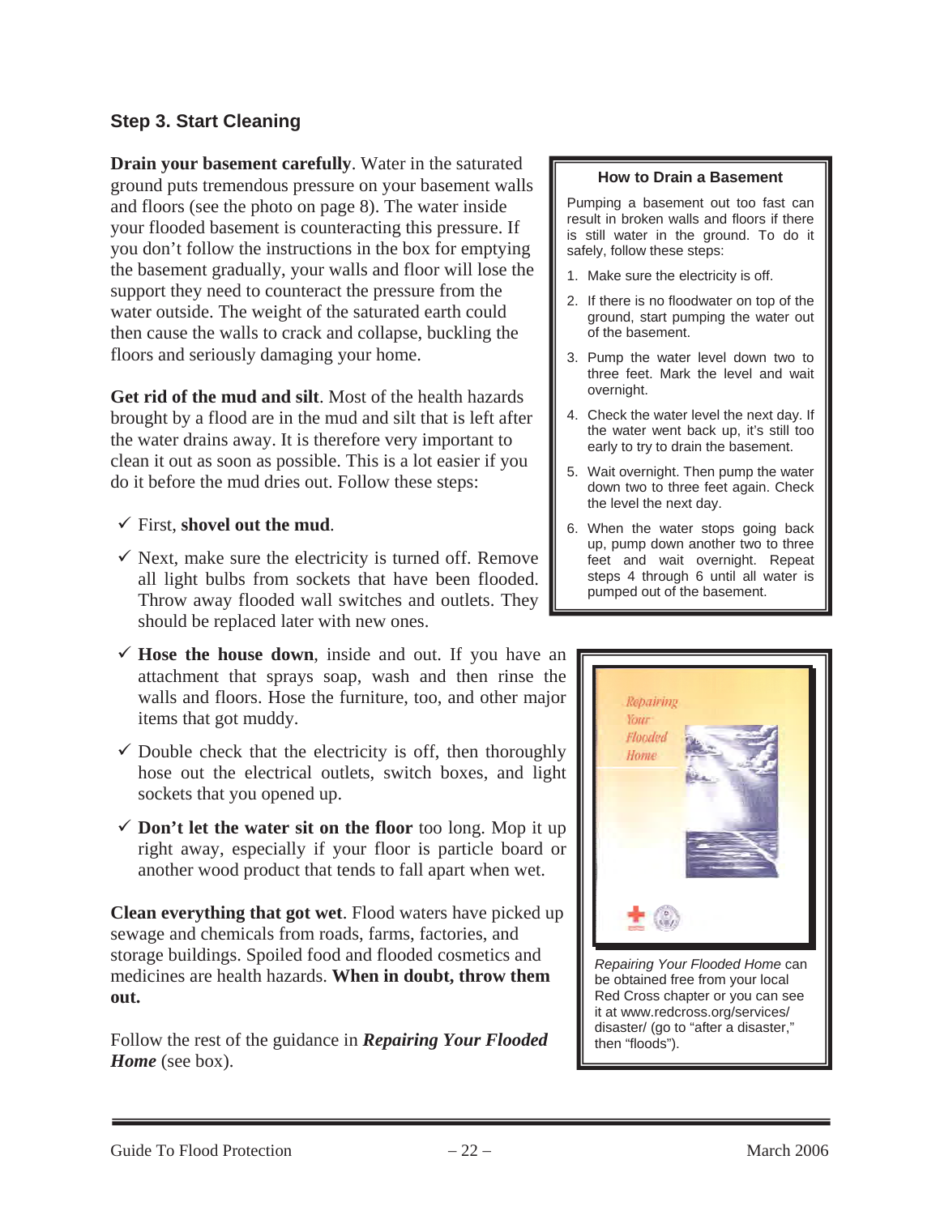### Step 3. Start Cleaning

**Drain your basement carefully**. Water in the saturated ground puts tremendous pressure on your basement walls and floors (see the photo on page 8). The water inside your flooded basement is counteracting this pressure. If you don't follow the instructions in the box for emptying the basement gradually, your walls and floor will lose the support they need to counteract the pressure from the water outside. The weight of the saturated earth could then cause the walls to crack and collapse, buckling the floors and seriously damaging your home.

**Get rid of the mud and silt**. Most of the health hazards brought by a flood are in the mud and silt that is left after the water drains away. It is therefore very important to clean it out as soon as possible. This is a lot easier if you do it before the mud dries out. Follow these steps:

- ✓ First, **shovel out the mud**.
- ✓ Next, make sure the electricity is turned off. Remove all light bulbs from sockets that have been flooded. Throw away flooded wall switches and outlets. They should be replaced later with new ones.
- ✓ **Hose the house down**, inside and out. If you have an attachment that sprays soap, wash and then rinse the walls and floors. Hose the furniture, too, and other major items that got muddy.
- ✓ Double check that the electricity is off, then thoroughly hose out the electrical outlets, switch boxes, and light sockets that you opened up.
- ✓ **Don't let the water sit on the floor** too long. Mop it up right away, especially if your floor is particle board or another wood product that tends to fall apart when wet.

**Clean everything that got wet**. Flood waters have picked up sewage and chemicals from roads, farms, factories, and storage buildings. Spoiled food and flooded cosmetics and medicines are health hazards. **When in doubt, throw them out.**

Follow the rest of the guidance in ***Repairing Your Flooded Home*** (see box).

---

**How to Drain a Basement**

Pumping a basement out too fast can result in broken walls and floors if there is still water in the ground. To do it safely, follow these steps:

1. Make sure the electricity is off.
2. If there is no floodwater on top of the ground, start pumping the water out of the basement.
3. Pump the water level down two to three feet. Mark the level and wait overnight.
4. Check the water level the next day. If the water went back up, it's still too early to try to drain the basement.
5. Wait overnight. Then pump the water down two to three feet again. Check the level the next day.
6. When the water stops going back up, pump down another two to three feet and wait overnight. Repeat steps 4 through 6 until all water is pumped out of the basement.

---

*Repairing Your Flooded Home* can be obtained free from your local Red Cross chapter or you can see it at www.redcross.org/services/disaster/ (go to "after a disaster," then "floods").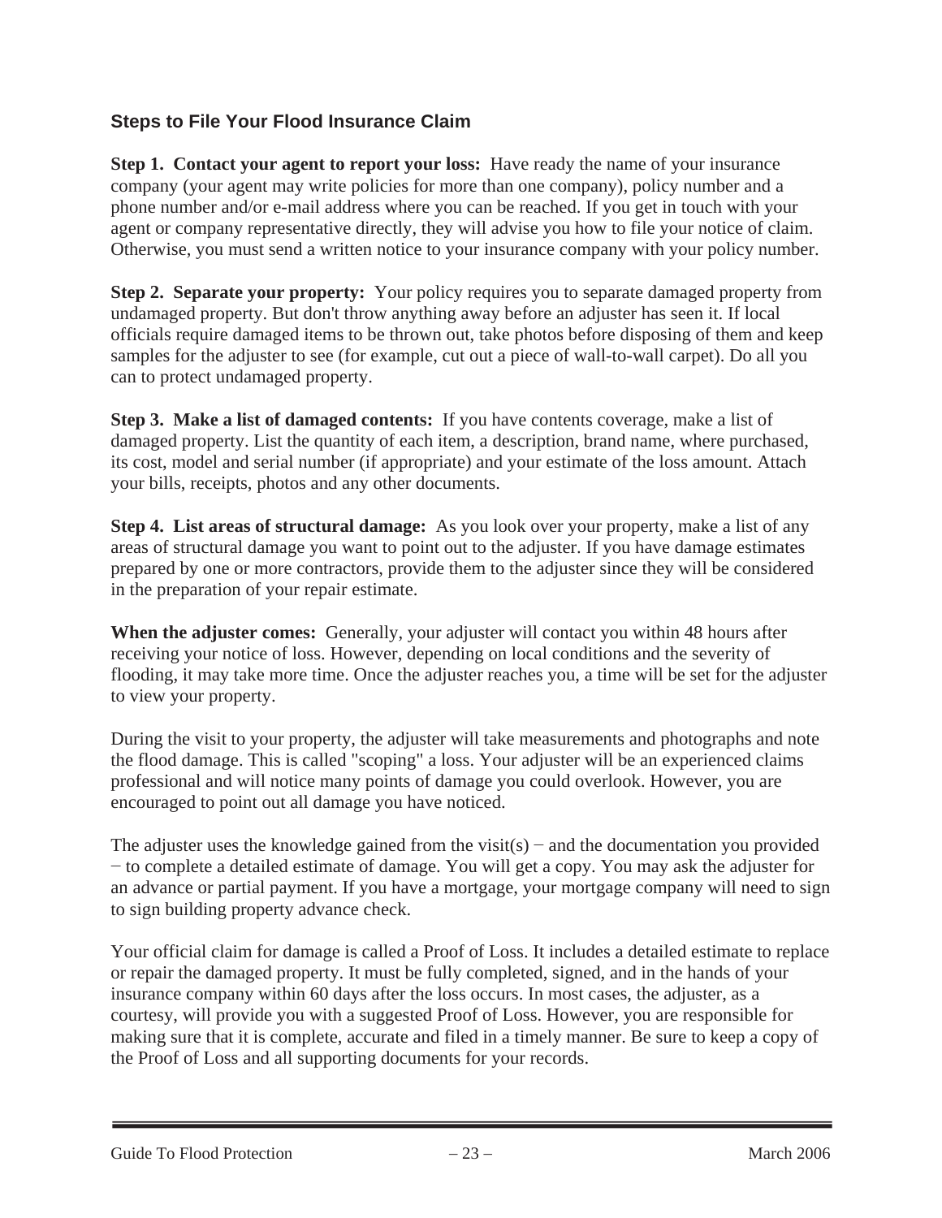### Steps to File Your Flood Insurance Claim

**Step 1. Contact your agent to report your loss:** Have ready the name of your insurance company (your agent may write policies for more than one company), policy number and a phone number and/or e-mail address where you can be reached. If you get in touch with your agent or company representative directly, they will advise you how to file your notice of claim. Otherwise, you must send a written notice to your insurance company with your policy number.

**Step 2. Separate your property:** Your policy requires you to separate damaged property from undamaged property. But don't throw anything away before an adjuster has seen it. If local officials require damaged items to be thrown out, take photos before disposing of them and keep samples for the adjuster to see (for example, cut out a piece of wall-to-wall carpet). Do all you can to protect undamaged property.

**Step 3. Make a list of damaged contents:** If you have contents coverage, make a list of damaged property. List the quantity of each item, a description, brand name, where purchased, its cost, model and serial number (if appropriate) and your estimate of the loss amount. Attach your bills, receipts, photos and any other documents.

**Step 4. List areas of structural damage:** As you look over your property, make a list of any areas of structural damage you want to point out to the adjuster. If you have damage estimates prepared by one or more contractors, provide them to the adjuster since they will be considered in the preparation of your repair estimate.

**When the adjuster comes:** Generally, your adjuster will contact you within 48 hours after receiving your notice of loss. However, depending on local conditions and the severity of flooding, it may take more time. Once the adjuster reaches you, a time will be set for the adjuster to view your property.

During the visit to your property, the adjuster will take measurements and photographs and note the flood damage. This is called "scoping" a loss. Your adjuster will be an experienced claims professional and will notice many points of damage you could overlook. However, you are encouraged to point out all damage you have noticed.

The adjuster uses the knowledge gained from the visit(s) − and the documentation you provided − to complete a detailed estimate of damage. You will get a copy. You may ask the adjuster for an advance or partial payment. If you have a mortgage, your mortgage company will need to sign to sign building property advance check.

Your official claim for damage is called a Proof of Loss. It includes a detailed estimate to replace or repair the damaged property. It must be fully completed, signed, and in the hands of your insurance company within 60 days after the loss occurs. In most cases, the adjuster, as a courtesy, will provide you with a suggested Proof of Loss. However, you are responsible for making sure that it is complete, accurate and filed in a timely manner. Be sure to keep a copy of the Proof of Loss and all supporting documents for your records.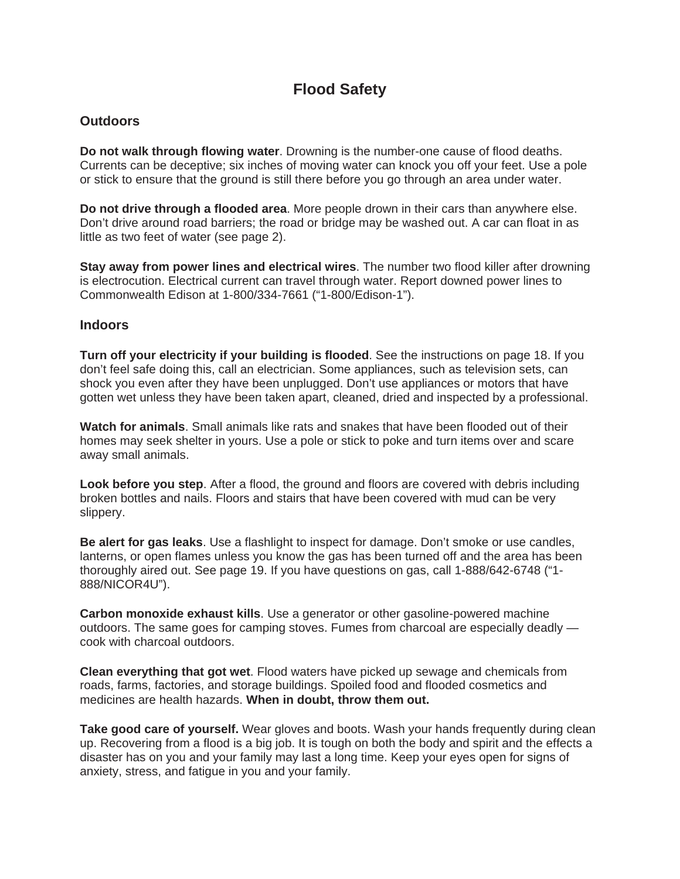# Flood Safety

## Outdoors

**Do not walk through flowing water**. Drowning is the number-one cause of flood deaths. Currents can be deceptive; six inches of moving water can knock you off your feet. Use a pole or stick to ensure that the ground is still there before you go through an area under water.

**Do not drive through a flooded area**. More people drown in their cars than anywhere else. Don't drive around road barriers; the road or bridge may be washed out. A car can float in as little as two feet of water (see page 2).

**Stay away from power lines and electrical wires**. The number two flood killer after drowning is electrocution. Electrical current can travel through water. Report downed power lines to Commonwealth Edison at 1-800/334-7661 ("1-800/Edison-1").

## Indoors

**Turn off your electricity if your building is flooded**. See the instructions on page 18. If you don't feel safe doing this, call an electrician. Some appliances, such as television sets, can shock you even after they have been unplugged. Don't use appliances or motors that have gotten wet unless they have been taken apart, cleaned, dried and inspected by a professional.

**Watch for animals**. Small animals like rats and snakes that have been flooded out of their homes may seek shelter in yours. Use a pole or stick to poke and turn items over and scare away small animals.

**Look before you step**. After a flood, the ground and floors are covered with debris including broken bottles and nails. Floors and stairs that have been covered with mud can be very slippery.

**Be alert for gas leaks**. Use a flashlight to inspect for damage. Don't smoke or use candles, lanterns, or open flames unless you know the gas has been turned off and the area has been thoroughly aired out. See page 19. If you have questions on gas, call 1-888/642-6748 ("1-888/NICOR4U").

**Carbon monoxide exhaust kills**. Use a generator or other gasoline-powered machine outdoors. The same goes for camping stoves. Fumes from charcoal are especially deadly — cook with charcoal outdoors.

**Clean everything that got wet**. Flood waters have picked up sewage and chemicals from roads, farms, factories, and storage buildings. Spoiled food and flooded cosmetics and medicines are health hazards. **When in doubt, throw them out.**

**Take good care of yourself.** Wear gloves and boots. Wash your hands frequently during clean up. Recovering from a flood is a big job. It is tough on both the body and spirit and the effects a disaster has on you and your family may last a long time. Keep your eyes open for signs of anxiety, stress, and fatigue in you and your family.